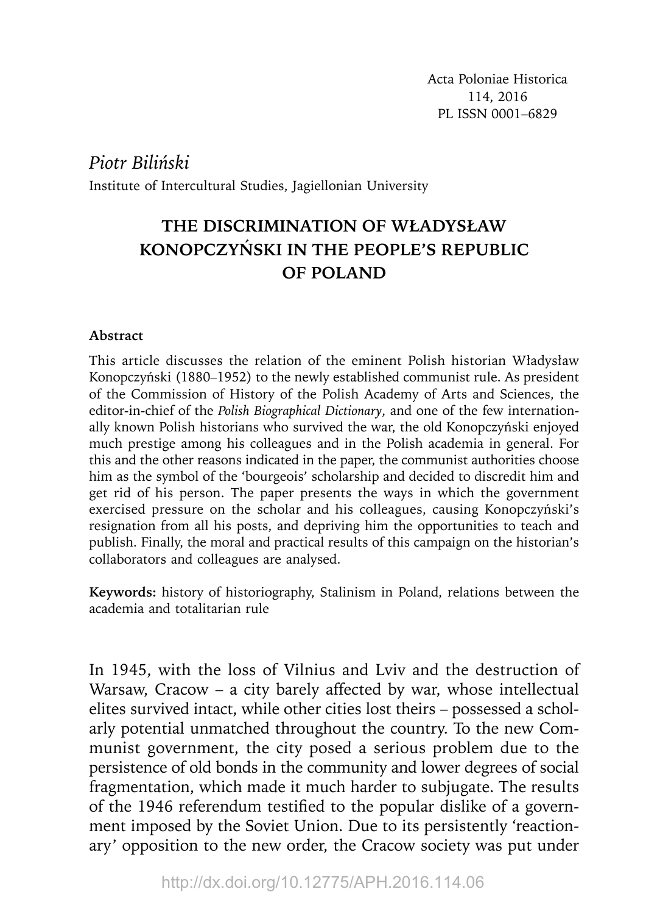Acta Poloniae Historica
114, 2016
PL ISSN 0001–6829

*Piotr Biliński*
Institute of Intercultural Studies, Jagiellonian University

# THE DISCRIMINATION OF WŁADYSŁAW KONOPCZYŃSKI IN THE PEOPLE'S REPUBLIC OF POLAND

**Abstract**

This article discusses the relation of the eminent Polish historian Władysław Konopczyński (1880–1952) to the newly established communist rule. As president of the Commission of History of the Polish Academy of Arts and Sciences, the editor-in-chief of the *Polish Biographical Dictionary*, and one of the few internationally known Polish historians who survived the war, the old Konopczyński enjoyed much prestige among his colleagues and in the Polish academia in general. For this and the other reasons indicated in the paper, the communist authorities choose him as the symbol of the 'bourgeois' scholarship and decided to discredit him and get rid of his person. The paper presents the ways in which the government exercised pressure on the scholar and his colleagues, causing Konopczyński's resignation from all his posts, and depriving him the opportunities to teach and publish. Finally, the moral and practical results of this campaign on the historian's collaborators and colleagues are analysed.

**Keywords:** history of historiography, Stalinism in Poland, relations between the academia and totalitarian rule

In 1945, with the loss of Vilnius and Lviv and the destruction of Warsaw, Cracow – a city barely affected by war, whose intellectual elites survived intact, while other cities lost theirs – possessed a scholarly potential unmatched throughout the country. To the new Communist government, the city posed a serious problem due to the persistence of old bonds in the community and lower degrees of social fragmentation, which made it much harder to subjugate. The results of the 1946 referendum testified to the popular dislike of a government imposed by the Soviet Union. Due to its persistently 'reactionary' opposition to the new order, the Cracow society was put under

http://dx.doi.org/10.12775/APH.2016.114.06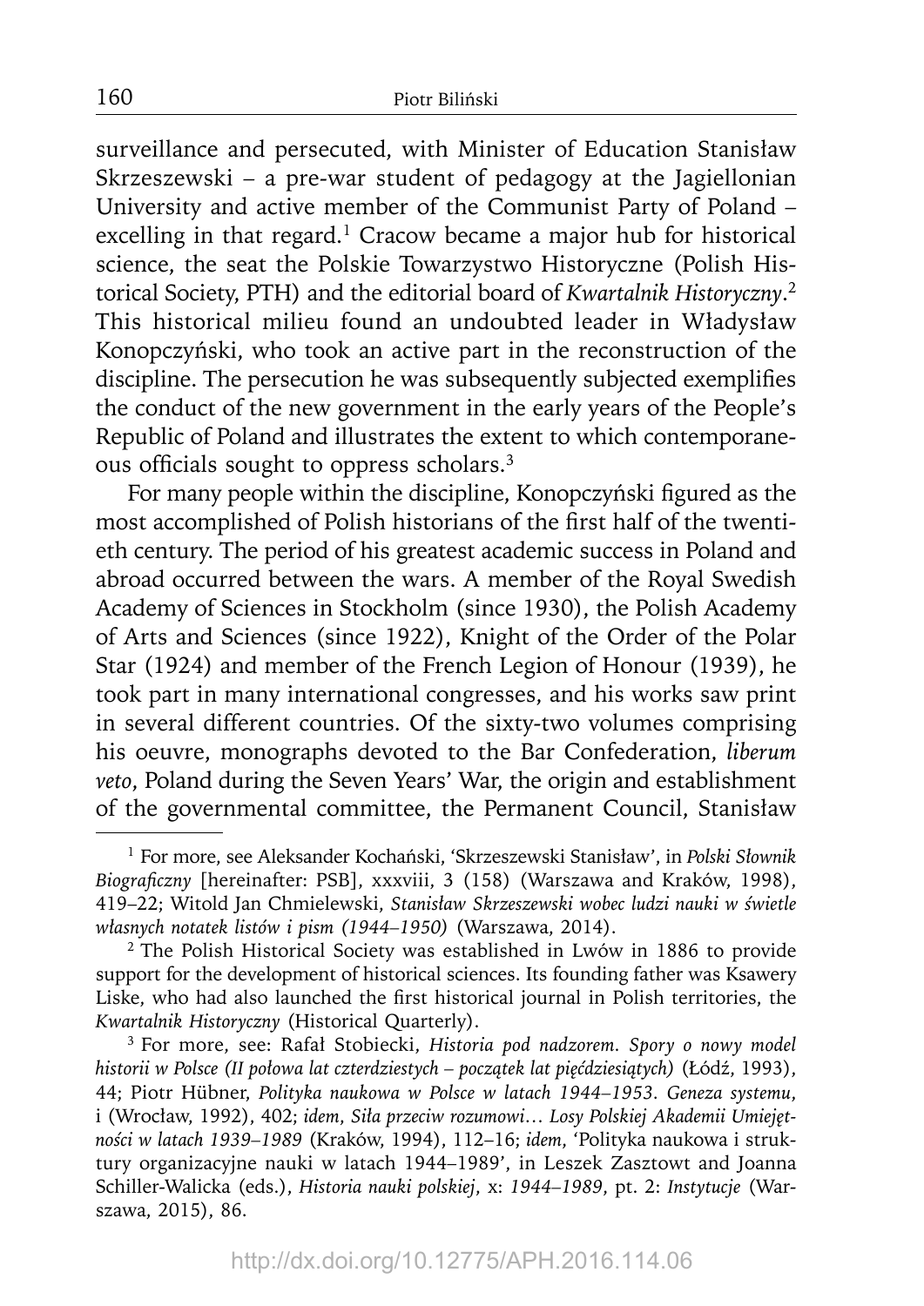surveillance and persecuted, with Minister of Education Stanisław Skrzeszewski – a pre-war student of pedagogy at the Jagiellonian University and active member of the Communist Party of Poland – excelling in that regard.[1] Cracow became a major hub for historical science, the seat the Polskie Towarzystwo Historyczne (Polish Historical Society, PTH) and the editorial board of *Kwartalnik Historyczny*.[2] This historical milieu found an undoubted leader in Władysław Konopczyński, who took an active part in the reconstruction of the discipline. The persecution he was subsequently subjected exemplifies the conduct of the new government in the early years of the People's Republic of Poland and illustrates the extent to which contemporaneous officials sought to oppress scholars.[3]

For many people within the discipline, Konopczyński figured as the most accomplished of Polish historians of the first half of the twentieth century. The period of his greatest academic success in Poland and abroad occurred between the wars. A member of the Royal Swedish Academy of Sciences in Stockholm (since 1930), the Polish Academy of Arts and Sciences (since 1922), Knight of the Order of the Polar Star (1924) and member of the French Legion of Honour (1939), he took part in many international congresses, and his works saw print in several different countries. Of the sixty-two volumes comprising his oeuvre, monographs devoted to the Bar Confederation, *liberum veto*, Poland during the Seven Years' War, the origin and establishment of the governmental committee, the Permanent Council, Stanisław

---

[1] For more, see Aleksander Kochański, 'Skrzeszewski Stanisław', in *Polski Słownik Biograficzny* [hereinafter: PSB], xxxviii, 3 (158) (Warszawa and Kraków, 1998), 419–22; Witold Jan Chmielewski, *Stanisław Skrzeszewski wobec ludzi nauki w świetle własnych notatek listów i pism (1944–1950)* (Warszawa, 2014).

[2] The Polish Historical Society was established in Lwów in 1886 to provide support for the development of historical sciences. Its founding father was Ksawery Liske, who had also launched the first historical journal in Polish territories, the *Kwartalnik Historyczny* (Historical Quarterly).

[3] For more, see: Rafał Stobiecki, *Historia pod nadzorem. Spory o nowy model historii w Polsce (II połowa lat czterdziestych – początek lat pięćdziesiątych)* (Łódź, 1993), 44; Piotr Hübner, *Polityka naukowa w Polsce w latach 1944–1953. Geneza systemu*, i (Wrocław, 1992), 402; *idem*, *Siła przeciw rozumowi… Losy Polskiej Akademii Umiejętności w latach 1939–1989* (Kraków, 1994), 112–16; *idem*, 'Polityka naukowa i struktury organizacyjne nauki w latach 1944–1989', in Leszek Zasztowt and Joanna Schiller-Walicka (eds.), *Historia nauki polskiej*, x: *1944–1989*, pt. 2: *Instytucje* (Warszawa, 2015), 86.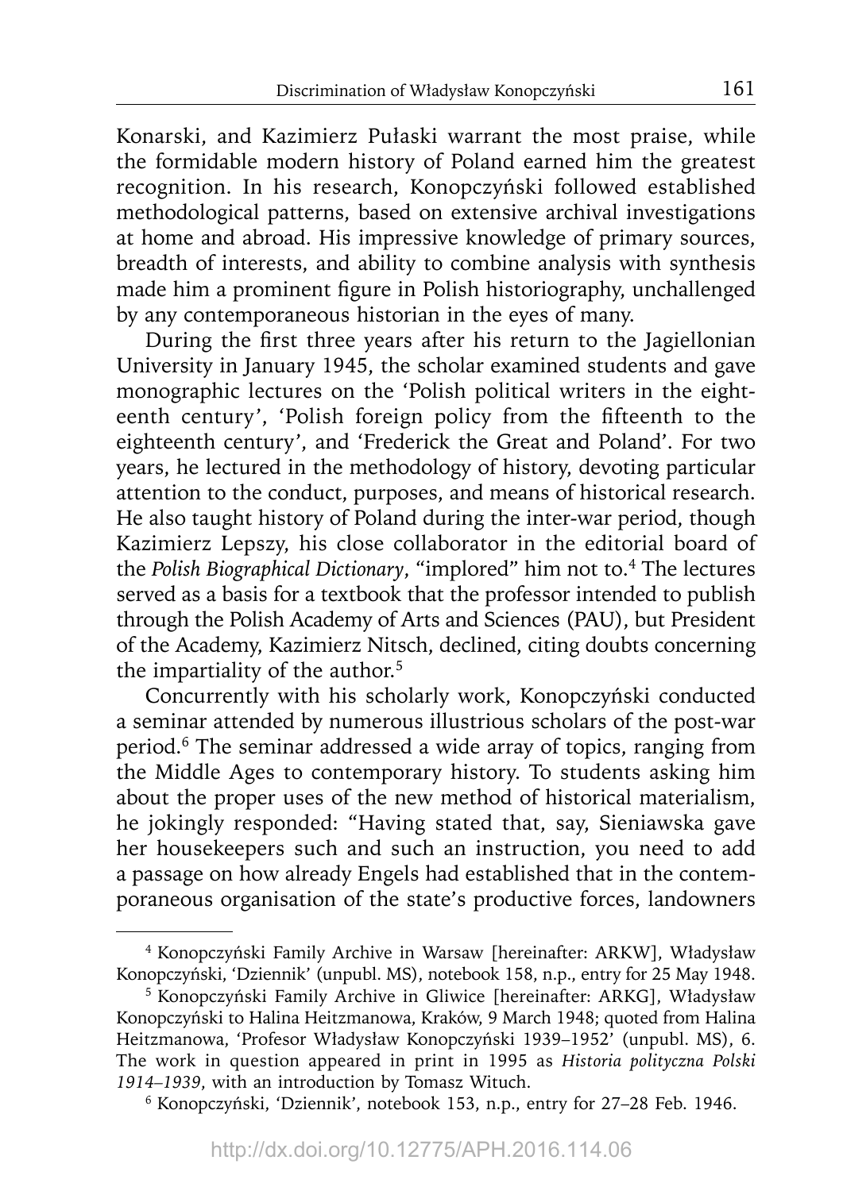Konarski, and Kazimierz Pułaski warrant the most praise, while the formidable modern history of Poland earned him the greatest recognition. In his research, Konopczyński followed established methodological patterns, based on extensive archival investigations at home and abroad. His impressive knowledge of primary sources, breadth of interests, and ability to combine analysis with synthesis made him a prominent figure in Polish historiography, unchallenged by any contemporaneous historian in the eyes of many.

During the first three years after his return to the Jagiellonian University in January 1945, the scholar examined students and gave monographic lectures on the 'Polish political writers in the eighteenth century', 'Polish foreign policy from the fifteenth to the eighteenth century', and 'Frederick the Great and Poland'. For two years, he lectured in the methodology of history, devoting particular attention to the conduct, purposes, and means of historical research. He also taught history of Poland during the inter-war period, though Kazimierz Lepszy, his close collaborator in the editorial board of the *Polish Biographical Dictionary*, "implored" him not to.[4] The lectures served as a basis for a textbook that the professor intended to publish through the Polish Academy of Arts and Sciences (PAU), but President of the Academy, Kazimierz Nitsch, declined, citing doubts concerning the impartiality of the author.[5]

Concurrently with his scholarly work, Konopczyński conducted a seminar attended by numerous illustrious scholars of the post-war period.[6] The seminar addressed a wide array of topics, ranging from the Middle Ages to contemporary history. To students asking him about the proper uses of the new method of historical materialism, he jokingly responded: "Having stated that, say, Sieniawska gave her housekeepers such and such an instruction, you need to add a passage on how already Engels had established that in the contemporaneous organisation of the state's productive forces, landowners

---

[4] Konopczyński Family Archive in Warsaw [hereinafter: ARKW], Władysław Konopczyński, 'Dziennik' (unpubl. MS), notebook 158, n.p., entry for 25 May 1948.

[5] Konopczyński Family Archive in Gliwice [hereinafter: ARKG], Władysław Konopczyński to Halina Heitzmanowa, Kraków, 9 March 1948; quoted from Halina Heitzmanowa, 'Profesor Władysław Konopczyński 1939–1952' (unpubl. MS), 6. The work in question appeared in print in 1995 as *Historia polityczna Polski 1914–1939*, with an introduction by Tomasz Wituch.

[6] Konopczyński, 'Dziennik', notebook 153, n.p., entry for 27–28 Feb. 1946.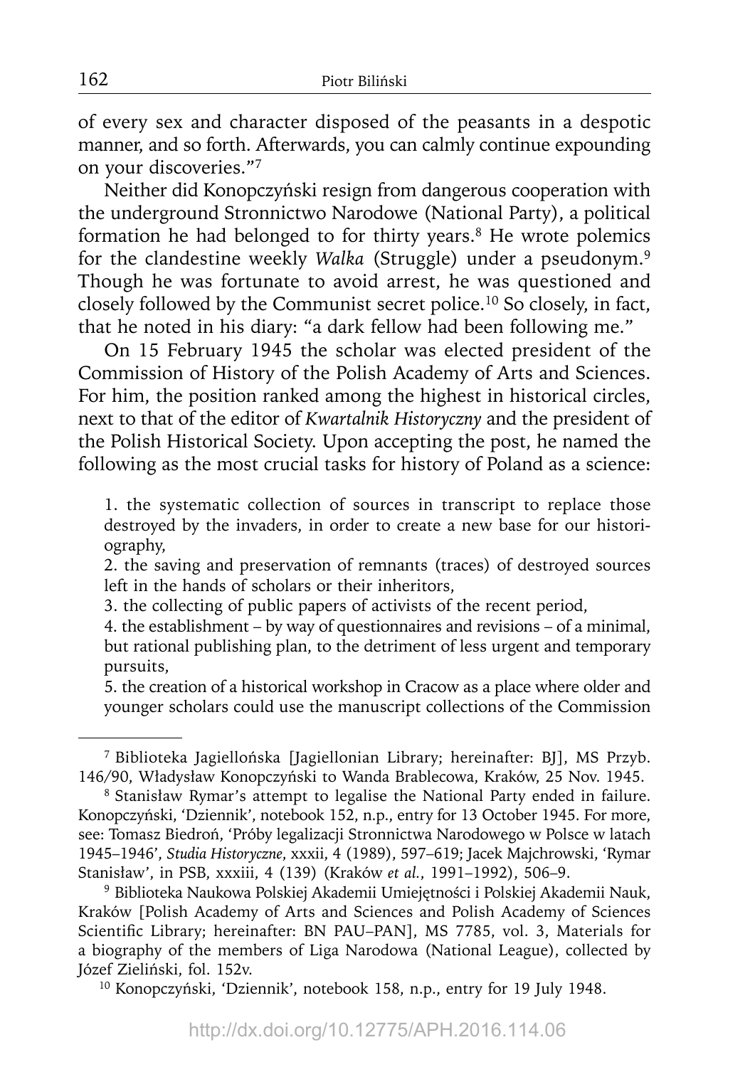of every sex and character disposed of the peasants in a despotic manner, and so forth. Afterwards, you can calmly continue expounding on your discoveries."[7]

Neither did Konopczyński resign from dangerous cooperation with the underground Stronnictwo Narodowe (National Party), a political formation he had belonged to for thirty years.[8] He wrote polemics for the clandestine weekly *Walka* (Struggle) under a pseudonym.[9] Though he was fortunate to avoid arrest, he was questioned and closely followed by the Communist secret police.[10] So closely, in fact, that he noted in his diary: "a dark fellow had been following me."

On 15 February 1945 the scholar was elected president of the Commission of History of the Polish Academy of Arts and Sciences. For him, the position ranked among the highest in historical circles, next to that of the editor of *Kwartalnik Historyczny* and the president of the Polish Historical Society. Upon accepting the post, he named the following as the most crucial tasks for history of Poland as a science:

1. the systematic collection of sources in transcript to replace those destroyed by the invaders, in order to create a new base for our historiography,
2. the saving and preservation of remnants (traces) of destroyed sources left in the hands of scholars or their inheritors,
3. the collecting of public papers of activists of the recent period,
4. the establishment – by way of questionnaires and revisions – of a minimal, but rational publishing plan, to the detriment of less urgent and temporary pursuits,
5. the creation of a historical workshop in Cracow as a place where older and younger scholars could use the manuscript collections of the Commission

---

[7] Biblioteka Jagiellońska [Jagiellonian Library; hereinafter: BJ], MS Przyb. 146/90, Władysław Konopczyński to Wanda Brablecowa, Kraków, 25 Nov. 1945.

[8] Stanisław Rymar's attempt to legalise the National Party ended in failure. Konopczyński, 'Dziennik', notebook 152, n.p., entry for 13 October 1945. For more, see: Tomasz Biedroń, 'Próby legalizacji Stronnictwa Narodowego w Polsce w latach 1945–1946', *Studia Historyczne*, xxxii, 4 (1989), 597–619; Jacek Majchrowski, 'Rymar Stanisław', in PSB, xxxiii, 4 (139) (Kraków *et al.*, 1991–1992), 506–9.

[9] Biblioteka Naukowa Polskiej Akademii Umiejętności i Polskiej Akademii Nauk, Kraków [Polish Academy of Arts and Sciences and Polish Academy of Sciences Scientific Library; hereinafter: BN PAU–PAN], MS 7785, vol. 3, Materials for a biography of the members of Liga Narodowa (National League), collected by Józef Zieliński, fol. 152v.

[10] Konopczyński, 'Dziennik', notebook 158, n.p., entry for 19 July 1948.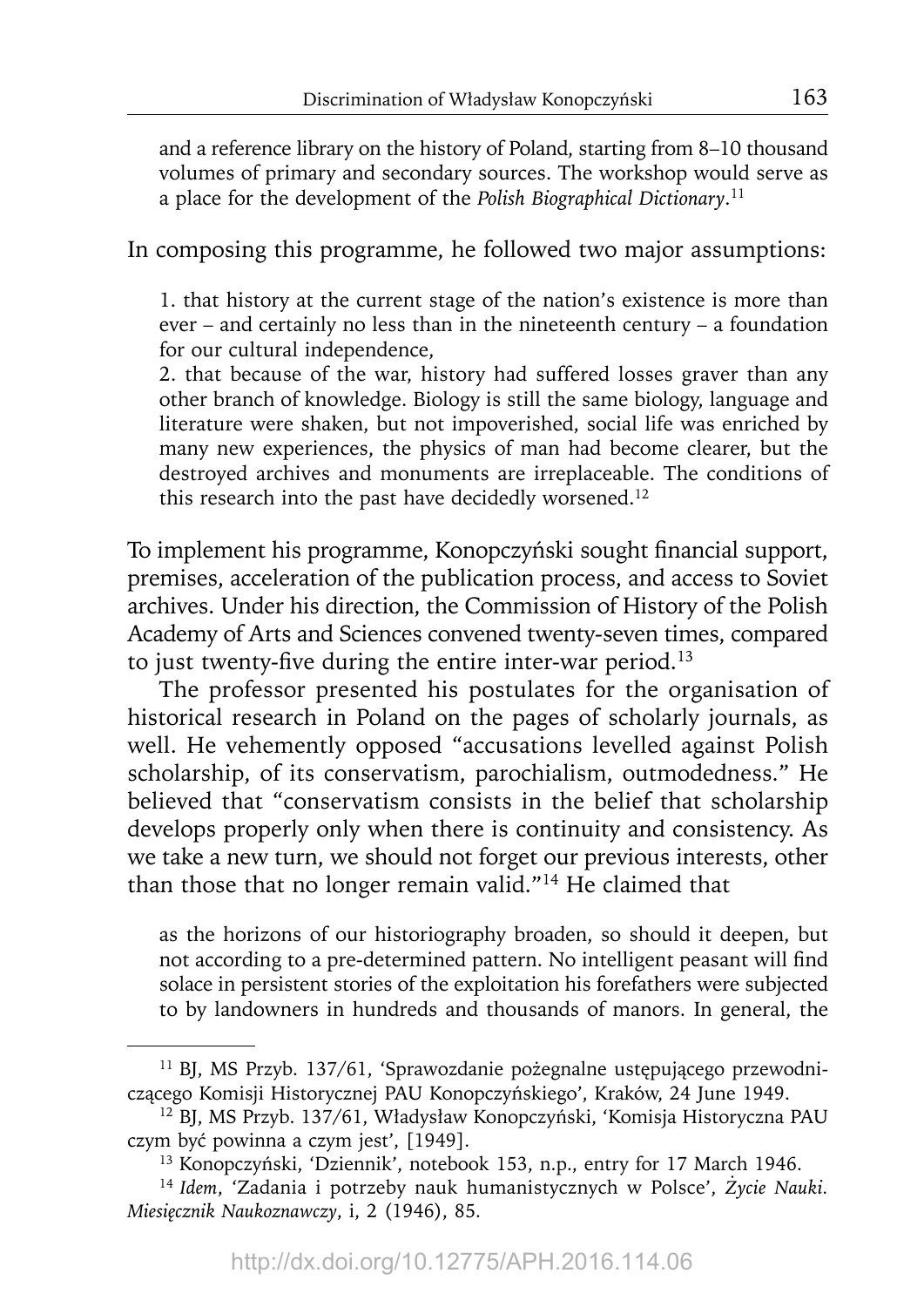and a reference library on the history of Poland, starting from 8–10 thousand volumes of primary and secondary sources. The workshop would serve as a place for the development of the *Polish Biographical Dictionary*.[11]

In composing this programme, he followed two major assumptions:

> 1. that history at the current stage of the nation's existence is more than ever – and certainly no less than in the nineteenth century – a foundation for our cultural independence,
> 2. that because of the war, history had suffered losses graver than any other branch of knowledge. Biology is still the same biology, language and literature were shaken, but not impoverished, social life was enriched by many new experiences, the physics of man had become clearer, but the destroyed archives and monuments are irreplaceable. The conditions of this research into the past have decidedly worsened.[12]

To implement his programme, Konopczyński sought financial support, premises, acceleration of the publication process, and access to Soviet archives. Under his direction, the Commission of History of the Polish Academy of Arts and Sciences convened twenty-seven times, compared to just twenty-five during the entire inter-war period.[13]

The professor presented his postulates for the organisation of historical research in Poland on the pages of scholarly journals, as well. He vehemently opposed "accusations levelled against Polish scholarship, of its conservatism, parochialism, outmodedness." He believed that "conservatism consists in the belief that scholarship develops properly only when there is continuity and consistency. As we take a new turn, we should not forget our previous interests, other than those that no longer remain valid."[14] He claimed that

> as the horizons of our historiography broaden, so should it deepen, but not according to a pre-determined pattern. No intelligent peasant will find solace in persistent stories of the exploitation his forefathers were subjected to by landowners in hundreds and thousands of manors. In general, the

---

[11] BJ, MS Przyb. 137/61, 'Sprawozdanie pożegnalne ustępującego przewodniczącego Komisji Historycznej PAU Konopczyńskiego', Kraków, 24 June 1949.

[12] BJ, MS Przyb. 137/61, Władysław Konopczyński, 'Komisja Historyczna PAU czym być powinna a czym jest', [1949].

[13] Konopczyński, 'Dziennik', notebook 153, n.p., entry for 17 March 1946.

[14] *Idem*, 'Zadania i potrzeby nauk humanistycznych w Polsce', *Życie Nauki. Miesięcznik Naukoznawczy*, i, 2 (1946), 85.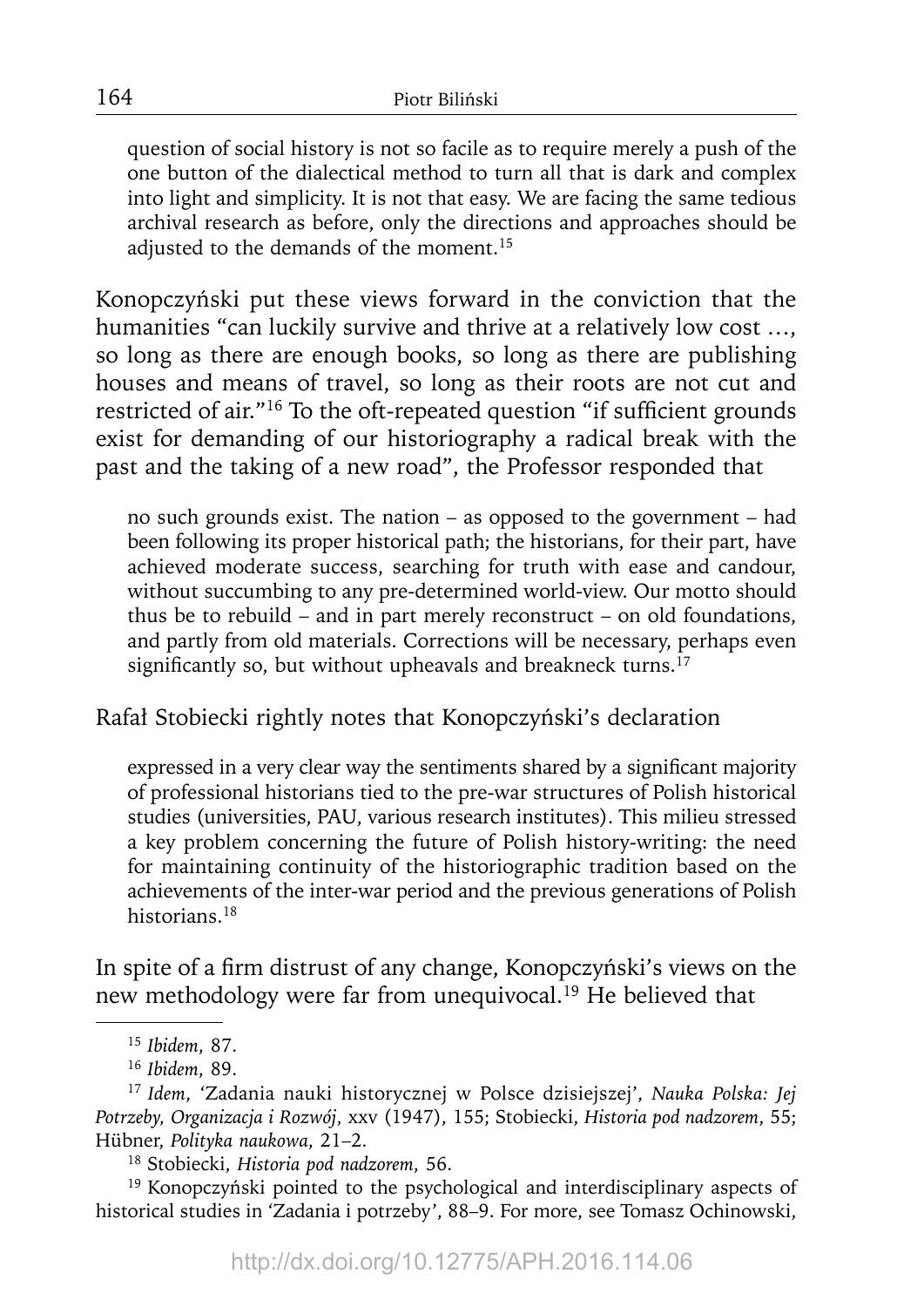> question of social history is not so facile as to require merely a push of the one button of the dialectical method to turn all that is dark and complex into light and simplicity. It is not that easy. We are facing the same tedious archival research as before, only the directions and approaches should be adjusted to the demands of the moment.[15]

Konopczyński put these views forward in the conviction that the humanities "can luckily survive and thrive at a relatively low cost …, so long as there are enough books, so long as there are publishing houses and means of travel, so long as their roots are not cut and restricted of air."[16] To the oft-repeated question "if sufficient grounds exist for demanding of our historiography a radical break with the past and the taking of a new road", the Professor responded that

> no such grounds exist. The nation – as opposed to the government – had been following its proper historical path; the historians, for their part, have achieved moderate success, searching for truth with ease and candour, without succumbing to any pre-determined world-view. Our motto should thus be to rebuild – and in part merely reconstruct – on old foundations, and partly from old materials. Corrections will be necessary, perhaps even significantly so, but without upheavals and breakneck turns.[17]

Rafał Stobiecki rightly notes that Konopczyński's declaration

> expressed in a very clear way the sentiments shared by a significant majority of professional historians tied to the pre-war structures of Polish historical studies (universities, PAU, various research institutes). This milieu stressed a key problem concerning the future of Polish history-writing: the need for maintaining continuity of the historiographic tradition based on the achievements of the inter-war period and the previous generations of Polish historians.[18]

In spite of a firm distrust of any change, Konopczyński's views on the new methodology were far from unequivocal.[19] He believed that

---

[15] *Ibidem*, 87.

[16] *Ibidem*, 89.

[17] *Idem*, 'Zadania nauki historycznej w Polsce dzisiejszej', *Nauka Polska: Jej Potrzeby, Organizacja i Rozwój*, xxv (1947), 155; Stobiecki, *Historia pod nadzorem*, 55; Hübner, *Polityka naukowa*, 21–2.

[18] Stobiecki, *Historia pod nadzorem*, 56.

[19] Konopczyński pointed to the psychological and interdisciplinary aspects of historical studies in 'Zadania i potrzeby', 88–9. For more, see Tomasz Ochinowski,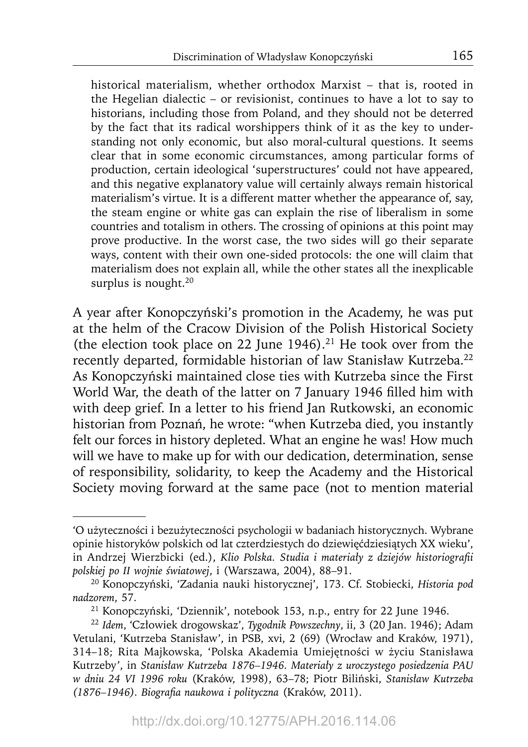> historical materialism, whether orthodox Marxist – that is, rooted in the Hegelian dialectic – or revisionist, continues to have a lot to say to historians, including those from Poland, and they should not be deterred by the fact that its radical worshippers think of it as the key to understanding not only economic, but also moral-cultural questions. It seems clear that in some economic circumstances, among particular forms of production, certain ideological 'superstructures' could not have appeared, and this negative explanatory value will certainly always remain historical materialism's virtue. It is a different matter whether the appearance of, say, the steam engine or white gas can explain the rise of liberalism in some countries and totalism in others. The crossing of opinions at this point may prove productive. In the worst case, the two sides will go their separate ways, content with their own one-sided protocols: the one will claim that materialism does not explain all, while the other states all the inexplicable surplus is nought.[20]

A year after Konopczyński's promotion in the Academy, he was put at the helm of the Cracow Division of the Polish Historical Society (the election took place on 22 June 1946).[21] He took over from the recently departed, formidable historian of law Stanisław Kutrzeba.[22] As Konopczyński maintained close ties with Kutrzeba since the First World War, the death of the latter on 7 January 1946 filled him with with deep grief. In a letter to his friend Jan Rutkowski, an economic historian from Poznań, he wrote: "when Kutrzeba died, you instantly felt our forces in history depleted. What an engine he was! How much will we have to make up for with our dedication, determination, sense of responsibility, solidarity, to keep the Academy and the Historical Society moving forward at the same pace (not to mention material

---

'O użyteczności i bezużyteczności psychologii w badaniach historycznych. Wybrane opinie historyków polskich od lat czterdziestych do dziewięćdziesiątych XX wieku', in Andrzej Wierzbicki (ed.), *Klio Polska. Studia i materiały z dziejów historiografii polskiej po II wojnie światowej*, i (Warszawa, 2004), 88–91.

[20] Konopczyński, 'Zadania nauki historycznej', 173. Cf. Stobiecki, *Historia pod nadzorem*, 57.

[21] Konopczyński, 'Dziennik', notebook 153, n.p., entry for 22 June 1946.

[22] *Idem*, 'Człowiek drogowskaz', *Tygodnik Powszechny*, ii, 3 (20 Jan. 1946); Adam Vetulani, 'Kutrzeba Stanisław', in PSB, xvi, 2 (69) (Wrocław and Kraków, 1971), 314–18; Rita Majkowska, 'Polska Akademia Umiejętności w życiu Stanisława Kutrzeby', in *Stanisław Kutrzeba 1876–1946. Materiały z uroczystego posiedzenia PAU w dniu 24 VI 1996 roku* (Kraków, 1998), 63–78; Piotr Biliński, *Stanisław Kutrzeba (1876–1946). Biografia naukowa i polityczna* (Kraków, 2011).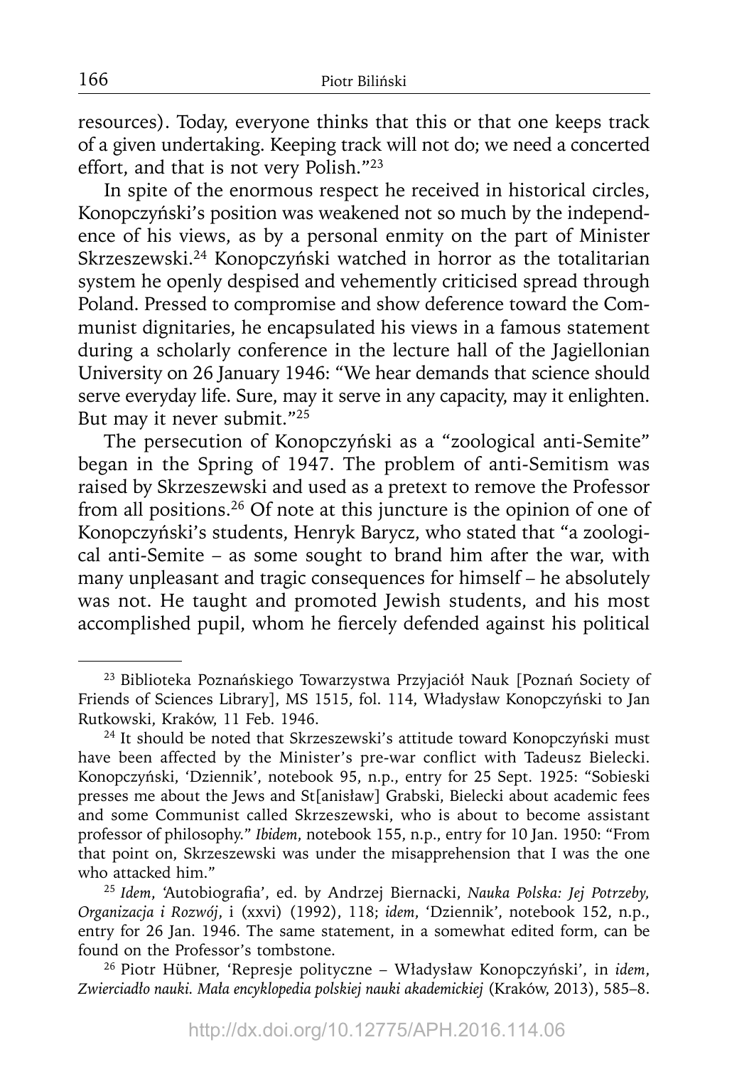resources). Today, everyone thinks that this or that one keeps track of a given undertaking. Keeping track will not do; we need a concerted effort, and that is not very Polish."[23]

In spite of the enormous respect he received in historical circles, Konopczyński's position was weakened not so much by the independence of his views, as by a personal enmity on the part of Minister Skrzeszewski.[24] Konopczyński watched in horror as the totalitarian system he openly despised and vehemently criticised spread through Poland. Pressed to compromise and show deference toward the Communist dignitaries, he encapsulated his views in a famous statement during a scholarly conference in the lecture hall of the Jagiellonian University on 26 January 1946: "We hear demands that science should serve everyday life. Sure, may it serve in any capacity, may it enlighten. But may it never submit."[25]

The persecution of Konopczyński as a "zoological anti-Semite" began in the Spring of 1947. The problem of anti-Semitism was raised by Skrzeszewski and used as a pretext to remove the Professor from all positions.[26] Of note at this juncture is the opinion of one of Konopczyński's students, Henryk Barycz, who stated that "a zoological anti-Semite – as some sought to brand him after the war, with many unpleasant and tragic consequences for himself – he absolutely was not. He taught and promoted Jewish students, and his most accomplished pupil, whom he fiercely defended against his political

---

[23] Biblioteka Poznańskiego Towarzystwa Przyjaciół Nauk [Poznań Society of Friends of Sciences Library], MS 1515, fol. 114, Władysław Konopczyński to Jan Rutkowski, Kraków, 11 Feb. 1946.

[24] It should be noted that Skrzeszewski's attitude toward Konopczyński must have been affected by the Minister's pre-war conflict with Tadeusz Bielecki. Konopczyński, 'Dziennik', notebook 95, n.p., entry for 25 Sept. 1925: "Sobieski presses me about the Jews and St[anisław] Grabski, Bielecki about academic fees and some Communist called Skrzeszewski, who is about to become assistant professor of philosophy." *Ibidem*, notebook 155, n.p., entry for 10 Jan. 1950: "From that point on, Skrzeszewski was under the misapprehension that I was the one who attacked him."

[25] *Idem*, 'Autobiografia', ed. by Andrzej Biernacki, *Nauka Polska: Jej Potrzeby, Organizacja i Rozwój*, i (xxvi) (1992), 118; *idem*, 'Dziennik', notebook 152, n.p., entry for 26 Jan. 1946. The same statement, in a somewhat edited form, can be found on the Professor's tombstone.

[26] Piotr Hübner, 'Represje polityczne – Władysław Konopczyński', in *idem*, *Zwierciadło nauki. Mała encyklopedia polskiej nauki akademickiej* (Kraków, 2013), 585–8.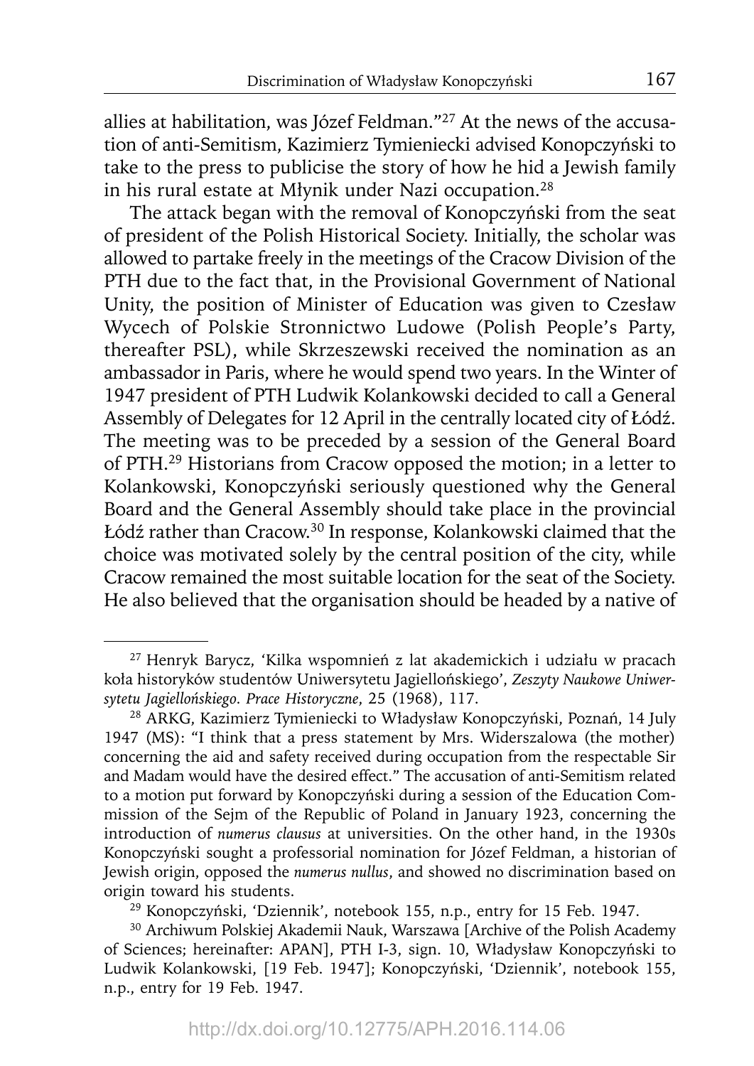allies at habilitation, was Józef Feldman."[27] At the news of the accusation of anti-Semitism, Kazimierz Tymieniecki advised Konopczyński to take to the press to publicise the story of how he hid a Jewish family in his rural estate at Młynik under Nazi occupation.[28]

The attack began with the removal of Konopczyński from the seat of president of the Polish Historical Society. Initially, the scholar was allowed to partake freely in the meetings of the Cracow Division of the PTH due to the fact that, in the Provisional Government of National Unity, the position of Minister of Education was given to Czesław Wycech of Polskie Stronnictwo Ludowe (Polish People's Party, thereafter PSL), while Skrzeszewski received the nomination as an ambassador in Paris, where he would spend two years. In the Winter of 1947 president of PTH Ludwik Kolankowski decided to call a General Assembly of Delegates for 12 April in the centrally located city of Łódź. The meeting was to be preceded by a session of the General Board of PTH.[29] Historians from Cracow opposed the motion; in a letter to Kolankowski, Konopczyński seriously questioned why the General Board and the General Assembly should take place in the provincial Łódź rather than Cracow.[30] In response, Kolankowski claimed that the choice was motivated solely by the central position of the city, while Cracow remained the most suitable location for the seat of the Society. He also believed that the organisation should be headed by a native of

---

[27] Henryk Barycz, 'Kilka wspomnień z lat akademickich i udziału w pracach koła historyków studentów Uniwersytetu Jagiellońskiego', *Zeszyty Naukowe Uniwersytetu Jagiellońskiego. Prace Historyczne*, 25 (1968), 117.

[28] ARKG, Kazimierz Tymieniecki to Władysław Konopczyński, Poznań, 14 July 1947 (MS): "I think that a press statement by Mrs. Widerszalowa (the mother) concerning the aid and safety received during occupation from the respectable Sir and Madam would have the desired effect." The accusation of anti-Semitism related to a motion put forward by Konopczyński during a session of the Education Commission of the Sejm of the Republic of Poland in January 1923, concerning the introduction of *numerus clausus* at universities. On the other hand, in the 1930s Konopczyński sought a professorial nomination for Józef Feldman, a historian of Jewish origin, opposed the *numerus nullus*, and showed no discrimination based on origin toward his students.

[29] Konopczyński, 'Dziennik', notebook 155, n.p., entry for 15 Feb. 1947.

[30] Archiwum Polskiej Akademii Nauk, Warszawa [Archive of the Polish Academy of Sciences; hereinafter: APAN], PTH I-3, sign. 10, Władysław Konopczyński to Ludwik Kolankowski, [19 Feb. 1947]; Konopczyński, 'Dziennik', notebook 155, n.p., entry for 19 Feb. 1947.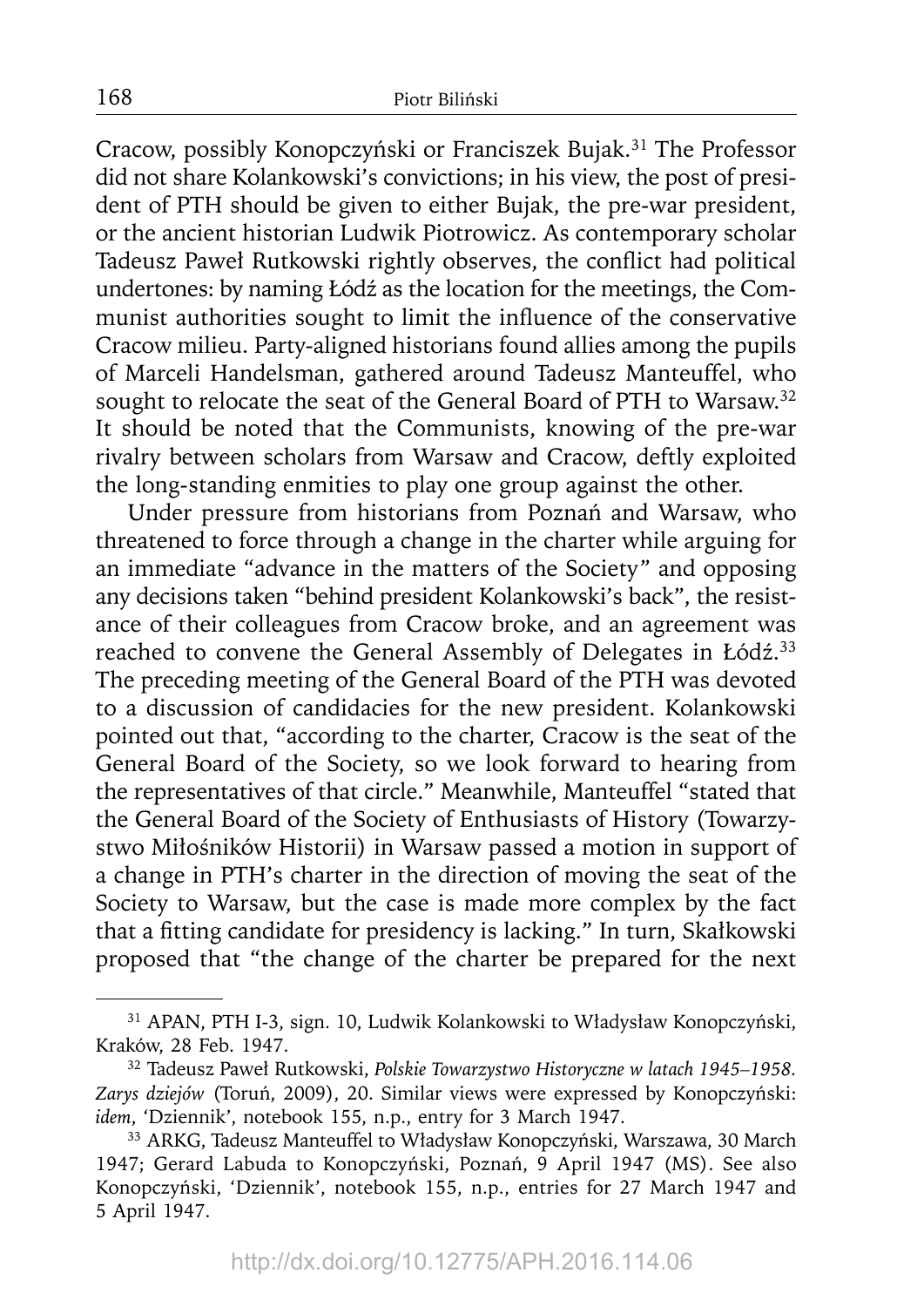Cracow, possibly Konopczyński or Franciszek Bujak.[31] The Professor did not share Kolankowski's convictions; in his view, the post of president of PTH should be given to either Bujak, the pre-war president, or the ancient historian Ludwik Piotrowicz. As contemporary scholar Tadeusz Paweł Rutkowski rightly observes, the conflict had political undertones: by naming Łódź as the location for the meetings, the Communist authorities sought to limit the influence of the conservative Cracow milieu. Party-aligned historians found allies among the pupils of Marceli Handelsman, gathered around Tadeusz Manteuffel, who sought to relocate the seat of the General Board of PTH to Warsaw.[32] It should be noted that the Communists, knowing of the pre-war rivalry between scholars from Warsaw and Cracow, deftly exploited the long-standing enmities to play one group against the other.

Under pressure from historians from Poznań and Warsaw, who threatened to force through a change in the charter while arguing for an immediate "advance in the matters of the Society" and opposing any decisions taken "behind president Kolankowski's back", the resistance of their colleagues from Cracow broke, and an agreement was reached to convene the General Assembly of Delegates in Łódź.[33] The preceding meeting of the General Board of the PTH was devoted to a discussion of candidacies for the new president. Kolankowski pointed out that, "according to the charter, Cracow is the seat of the General Board of the Society, so we look forward to hearing from the representatives of that circle." Meanwhile, Manteuffel "stated that the General Board of the Society of Enthusiasts of History (Towarzystwo Miłośników Historii) in Warsaw passed a motion in support of a change in PTH's charter in the direction of moving the seat of the Society to Warsaw, but the case is made more complex by the fact that a fitting candidate for presidency is lacking." In turn, Skałkowski proposed that "the change of the charter be prepared for the next

---

[31] APAN, PTH I-3, sign. 10, Ludwik Kolankowski to Władysław Konopczyński, Kraków, 28 Feb. 1947.

[32] Tadeusz Paweł Rutkowski, *Polskie Towarzystwo Historyczne w latach 1945–1958. Zarys dziejów* (Toruń, 2009), 20. Similar views were expressed by Konopczyński: *idem*, 'Dziennik', notebook 155, n.p., entry for 3 March 1947.

[33] ARKG, Tadeusz Manteuffel to Władysław Konopczyński, Warszawa, 30 March 1947; Gerard Labuda to Konopczyński, Poznań, 9 April 1947 (MS). See also Konopczyński, 'Dziennik', notebook 155, n.p., entries for 27 March 1947 and 5 April 1947.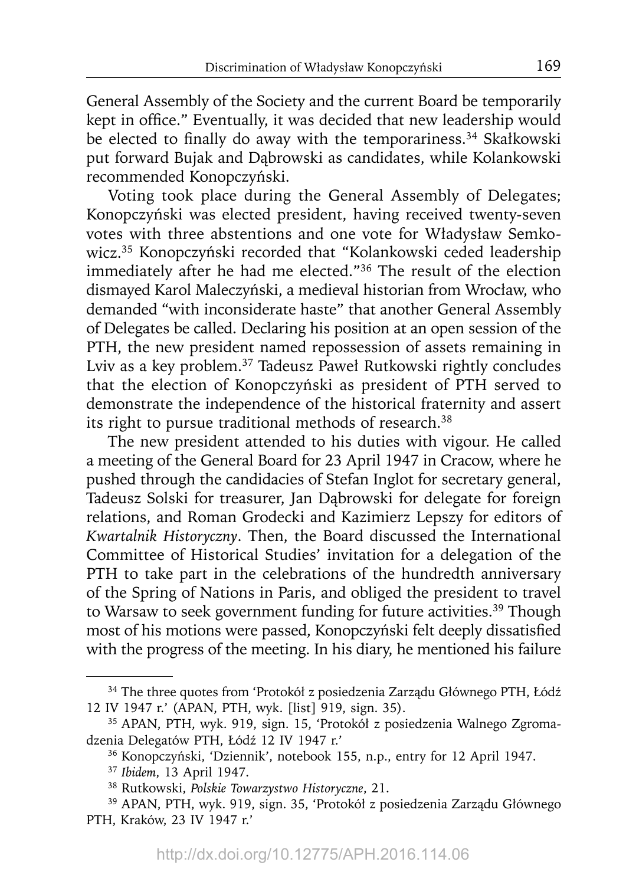General Assembly of the Society and the current Board be temporarily kept in office." Eventually, it was decided that new leadership would be elected to finally do away with the temporariness.[34] Skałkowski put forward Bujak and Dąbrowski as candidates, while Kolankowski recommended Konopczyński.

Voting took place during the General Assembly of Delegates; Konopczyński was elected president, having received twenty-seven votes with three abstentions and one vote for Władysław Semkowicz.[35] Konopczyński recorded that "Kolankowski ceded leadership immediately after he had me elected."[36] The result of the election dismayed Karol Maleczyński, a medieval historian from Wrocław, who demanded "with inconsiderate haste" that another General Assembly of Delegates be called. Declaring his position at an open session of the PTH, the new president named repossession of assets remaining in Lviv as a key problem.[37] Tadeusz Paweł Rutkowski rightly concludes that the election of Konopczyński as president of PTH served to demonstrate the independence of the historical fraternity and assert its right to pursue traditional methods of research.[38]

The new president attended to his duties with vigour. He called a meeting of the General Board for 23 April 1947 in Cracow, where he pushed through the candidacies of Stefan Inglot for secretary general, Tadeusz Solski for treasurer, Jan Dąbrowski for delegate for foreign relations, and Roman Grodecki and Kazimierz Lepszy for editors of *Kwartalnik Historyczny*. Then, the Board discussed the International Committee of Historical Studies' invitation for a delegation of the PTH to take part in the celebrations of the hundredth anniversary of the Spring of Nations in Paris, and obliged the president to travel to Warsaw to seek government funding for future activities.[39] Though most of his motions were passed, Konopczyński felt deeply dissatisfied with the progress of the meeting. In his diary, he mentioned his failure

---

[34] The three quotes from 'Protokół z posiedzenia Zarządu Głównego PTH, Łódź 12 IV 1947 r.' (APAN, PTH, wyk. [list] 919, sign. 35).

[35] APAN, PTH, wyk. 919, sign. 15, 'Protokół z posiedzenia Walnego Zgromadzenia Delegatów PTH, Łódź 12 IV 1947 r.'

[36] Konopczyński, 'Dziennik', notebook 155, n.p., entry for 12 April 1947.

[37] *Ibidem*, 13 April 1947.

[38] Rutkowski, *Polskie Towarzystwo Historyczne*, 21.

[39] APAN, PTH, wyk. 919, sign. 35, 'Protokół z posiedzenia Zarządu Głównego PTH, Kraków, 23 IV 1947 r.'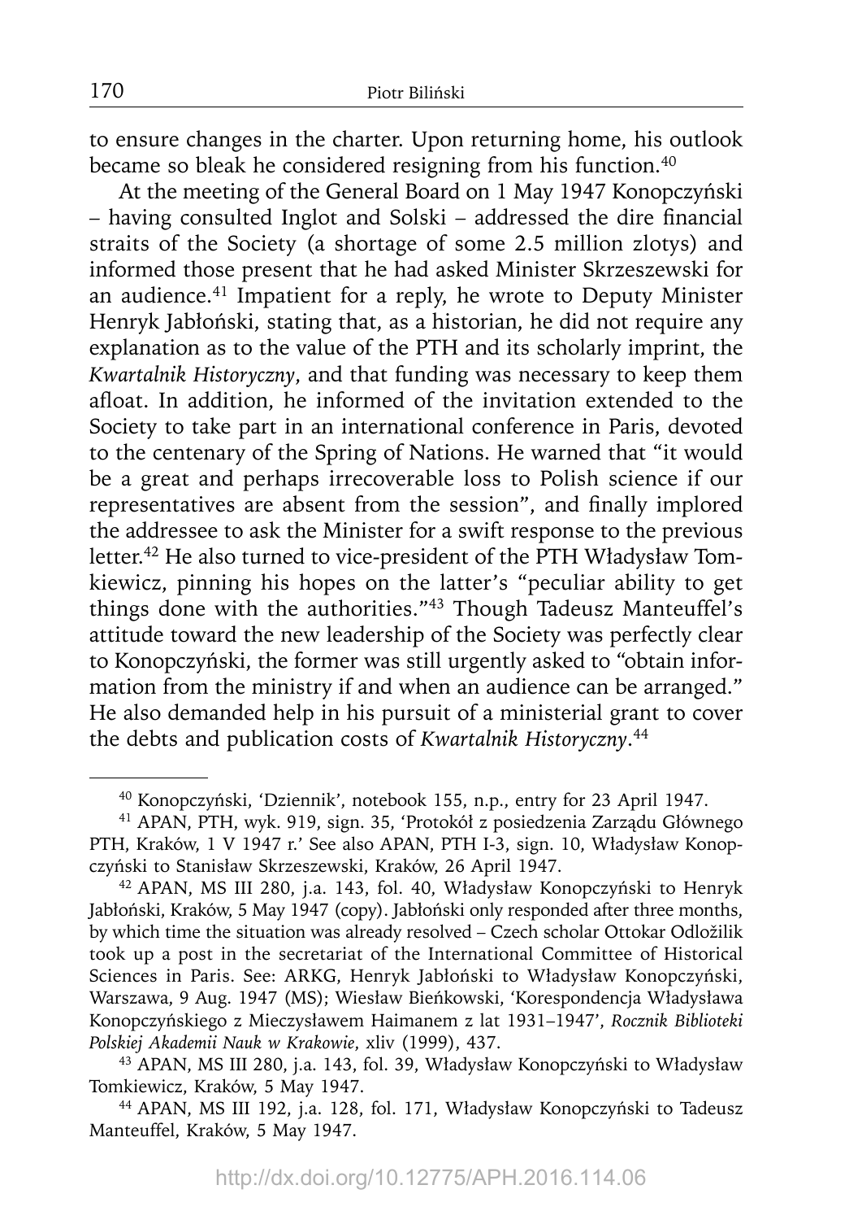to ensure changes in the charter. Upon returning home, his outlook became so bleak he considered resigning from his function.[40]

At the meeting of the General Board on 1 May 1947 Konopczyński – having consulted Inglot and Solski – addressed the dire financial straits of the Society (a shortage of some 2.5 million zlotys) and informed those present that he had asked Minister Skrzeszewski for an audience.[41] Impatient for a reply, he wrote to Deputy Minister Henryk Jabłoński, stating that, as a historian, he did not require any explanation as to the value of the PTH and its scholarly imprint, the *Kwartalnik Historyczny*, and that funding was necessary to keep them afloat. In addition, he informed of the invitation extended to the Society to take part in an international conference in Paris, devoted to the centenary of the Spring of Nations. He warned that "it would be a great and perhaps irrecoverable loss to Polish science if our representatives are absent from the session", and finally implored the addressee to ask the Minister for a swift response to the previous letter.[42] He also turned to vice-president of the PTH Władysław Tomkiewicz, pinning his hopes on the latter's "peculiar ability to get things done with the authorities."[43] Though Tadeusz Manteuffel's attitude toward the new leadership of the Society was perfectly clear to Konopczyński, the former was still urgently asked to "obtain information from the ministry if and when an audience can be arranged." He also demanded help in his pursuit of a ministerial grant to cover the debts and publication costs of *Kwartalnik Historyczny*.[44]

---

[40] Konopczyński, 'Dziennik', notebook 155, n.p., entry for 23 April 1947.

[41] APAN, PTH, wyk. 919, sign. 35, 'Protokół z posiedzenia Zarządu Głównego PTH, Kraków, 1 V 1947 r.' See also APAN, PTH I-3, sign. 10, Władysław Konopczyński to Stanisław Skrzeszewski, Kraków, 26 April 1947.

[42] APAN, MS III 280, j.a. 143, fol. 40, Władysław Konopczyński to Henryk Jabłoński, Kraków, 5 May 1947 (copy). Jabłoński only responded after three months, by which time the situation was already resolved – Czech scholar Ottokar Odložilik took up a post in the secretariat of the International Committee of Historical Sciences in Paris. See: ARKG, Henryk Jabłoński to Władysław Konopczyński, Warszawa, 9 Aug. 1947 (MS); Wiesław Bieńkowski, 'Korespondencja Władysława Konopczyńskiego z Mieczysławem Haimanem z lat 1931–1947', *Rocznik Biblioteki Polskiej Akademii Nauk w Krakowie*, xliv (1999), 437.

[43] APAN, MS III 280, j.a. 143, fol. 39, Władysław Konopczyński to Władysław Tomkiewicz, Kraków, 5 May 1947.

[44] APAN, MS III 192, j.a. 128, fol. 171, Władysław Konopczyński to Tadeusz Manteuffel, Kraków, 5 May 1947.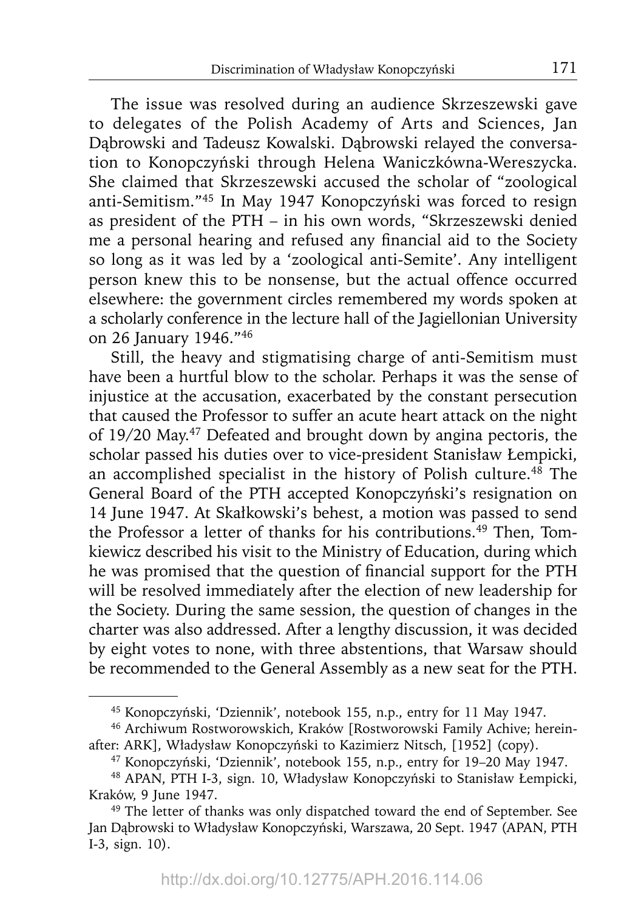The issue was resolved during an audience Skrzeszewski gave to delegates of the Polish Academy of Arts and Sciences, Jan Dąbrowski and Tadeusz Kowalski. Dąbrowski relayed the conversation to Konopczyński through Helena Waniczkówna-Wereszycka. She claimed that Skrzeszewski accused the scholar of "zoological anti-Semitism."[45] In May 1947 Konopczyński was forced to resign as president of the PTH – in his own words, "Skrzeszewski denied me a personal hearing and refused any financial aid to the Society so long as it was led by a 'zoological anti-Semite'. Any intelligent person knew this to be nonsense, but the actual offence occurred elsewhere: the government circles remembered my words spoken at a scholarly conference in the lecture hall of the Jagiellonian University on 26 January 1946."[46]

Still, the heavy and stigmatising charge of anti-Semitism must have been a hurtful blow to the scholar. Perhaps it was the sense of injustice at the accusation, exacerbated by the constant persecution that caused the Professor to suffer an acute heart attack on the night of 19/20 May.[47] Defeated and brought down by angina pectoris, the scholar passed his duties over to vice-president Stanisław Łempicki, an accomplished specialist in the history of Polish culture.[48] The General Board of the PTH accepted Konopczyński's resignation on 14 June 1947. At Skałkowski's behest, a motion was passed to send the Professor a letter of thanks for his contributions.[49] Then, Tomkiewicz described his visit to the Ministry of Education, during which he was promised that the question of financial support for the PTH will be resolved immediately after the election of new leadership for the Society. During the same session, the question of changes in the charter was also addressed. After a lengthy discussion, it was decided by eight votes to none, with three abstentions, that Warsaw should be recommended to the General Assembly as a new seat for the PTH.

---

[45] Konopczyński, 'Dziennik', notebook 155, n.p., entry for 11 May 1947.

[46] Archiwum Rostworowskich, Kraków [Rostworowski Family Achive; hereinafter: ARK], Władysław Konopczyński to Kazimierz Nitsch, [1952] (copy).

[47] Konopczyński, 'Dziennik', notebook 155, n.p., entry for 19–20 May 1947.

[48] APAN, PTH I-3, sign. 10, Władysław Konopczyński to Stanisław Łempicki, Kraków, 9 June 1947.

[49] The letter of thanks was only dispatched toward the end of September. See Jan Dąbrowski to Władysław Konopczyński, Warszawa, 20 Sept. 1947 (APAN, PTH I-3, sign. 10).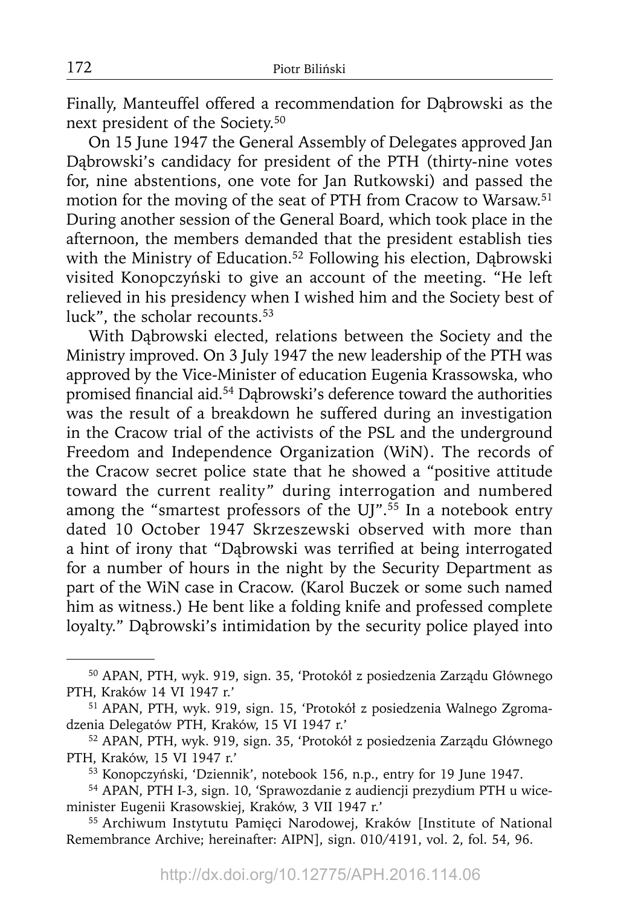Finally, Manteuffel offered a recommendation for Dąbrowski as the next president of the Society.[50]

On 15 June 1947 the General Assembly of Delegates approved Jan Dąbrowski's candidacy for president of the PTH (thirty-nine votes for, nine abstentions, one vote for Jan Rutkowski) and passed the motion for the moving of the seat of PTH from Cracow to Warsaw.[51] During another session of the General Board, which took place in the afternoon, the members demanded that the president establish ties with the Ministry of Education.[52] Following his election, Dąbrowski visited Konopczyński to give an account of the meeting. "He left relieved in his presidency when I wished him and the Society best of luck", the scholar recounts.[53]

With Dąbrowski elected, relations between the Society and the Ministry improved. On 3 July 1947 the new leadership of the PTH was approved by the Vice-Minister of education Eugenia Krassowska, who promised financial aid.[54] Dąbrowski's deference toward the authorities was the result of a breakdown he suffered during an investigation in the Cracow trial of the activists of the PSL and the underground Freedom and Independence Organization (WiN). The records of the Cracow secret police state that he showed a "positive attitude toward the current reality" during interrogation and numbered among the "smartest professors of the UJ".[55] In a notebook entry dated 10 October 1947 Skrzeszewski observed with more than a hint of irony that "Dąbrowski was terrified at being interrogated for a number of hours in the night by the Security Department as part of the WiN case in Cracow. (Karol Buczek or some such named him as witness.) He bent like a folding knife and professed complete loyalty." Dąbrowski's intimidation by the security police played into

---

[50] APAN, PTH, wyk. 919, sign. 35, 'Protokół z posiedzenia Zarządu Głównego PTH, Kraków 14 VI 1947 r.'

[51] APAN, PTH, wyk. 919, sign. 15, 'Protokół z posiedzenia Walnego Zgromadzenia Delegatów PTH, Kraków, 15 VI 1947 r.'

[52] APAN, PTH, wyk. 919, sign. 35, 'Protokół z posiedzenia Zarządu Głównego PTH, Kraków, 15 VI 1947 r.'

[53] Konopczyński, 'Dziennik', notebook 156, n.p., entry for 19 June 1947.

[54] APAN, PTH I-3, sign. 10, 'Sprawozdanie z audiencji prezydium PTH u wiceminister Eugenii Krasowskiej, Kraków, 3 VII 1947 r.'

[55] Archiwum Instytutu Pamięci Narodowej, Kraków [Institute of National Remembrance Archive; hereinafter: AIPN], sign. 010/4191, vol. 2, fol. 54, 96.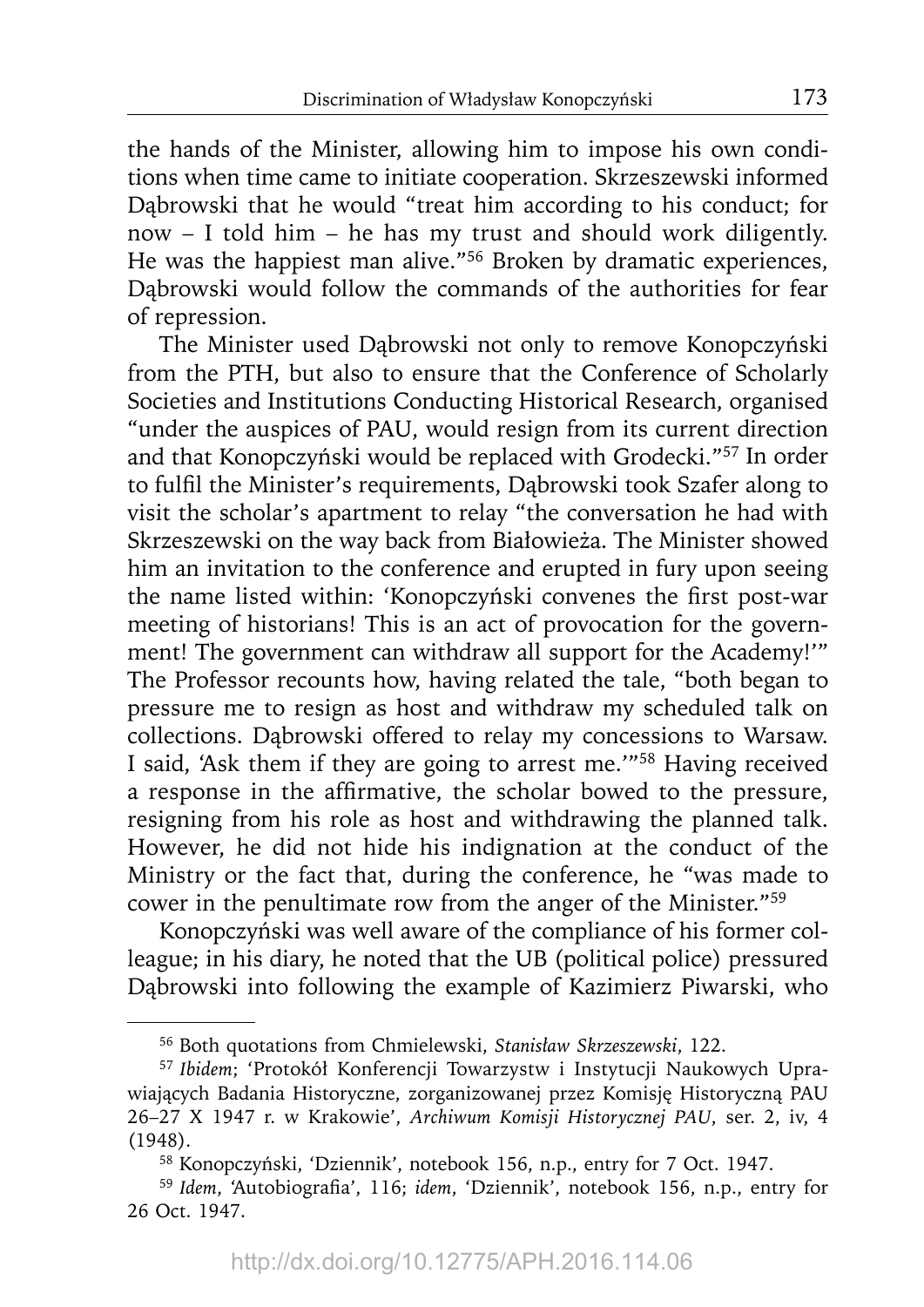the hands of the Minister, allowing him to impose his own conditions when time came to initiate cooperation. Skrzeszewski informed Dąbrowski that he would "treat him according to his conduct; for now – I told him – he has my trust and should work diligently. He was the happiest man alive."[56] Broken by dramatic experiences, Dąbrowski would follow the commands of the authorities for fear of repression.

The Minister used Dąbrowski not only to remove Konopczyński from the PTH, but also to ensure that the Conference of Scholarly Societies and Institutions Conducting Historical Research, organised "under the auspices of PAU, would resign from its current direction and that Konopczyński would be replaced with Grodecki."[57] In order to fulfil the Minister's requirements, Dąbrowski took Szafer along to visit the scholar's apartment to relay "the conversation he had with Skrzeszewski on the way back from Białowieża. The Minister showed him an invitation to the conference and erupted in fury upon seeing the name listed within: 'Konopczyński convenes the first post-war meeting of historians! This is an act of provocation for the government! The government can withdraw all support for the Academy!'" The Professor recounts how, having related the tale, "both began to pressure me to resign as host and withdraw my scheduled talk on collections. Dąbrowski offered to relay my concessions to Warsaw. I said, 'Ask them if they are going to arrest me.'"[58] Having received a response in the affirmative, the scholar bowed to the pressure, resigning from his role as host and withdrawing the planned talk. However, he did not hide his indignation at the conduct of the Ministry or the fact that, during the conference, he "was made to cower in the penultimate row from the anger of the Minister."[59]

Konopczyński was well aware of the compliance of his former colleague; in his diary, he noted that the UB (political police) pressured Dąbrowski into following the example of Kazimierz Piwarski, who

---

[56] Both quotations from Chmielewski, *Stanisław Skrzeszewski*, 122.

[57] *Ibidem*; 'Protokół Konferencji Towarzystw i Instytucji Naukowych Uprawiających Badania Historyczne, zorganizowanej przez Komisję Historyczną PAU 26–27 X 1947 r. w Krakowie', *Archiwum Komisji Historycznej PAU*, ser. 2, iv, 4 (1948).

[58] Konopczyński, 'Dziennik', notebook 156, n.p., entry for 7 Oct. 1947.

[59] *Idem*, 'Autobiografia', 116; *idem*, 'Dziennik', notebook 156, n.p., entry for 26 Oct. 1947.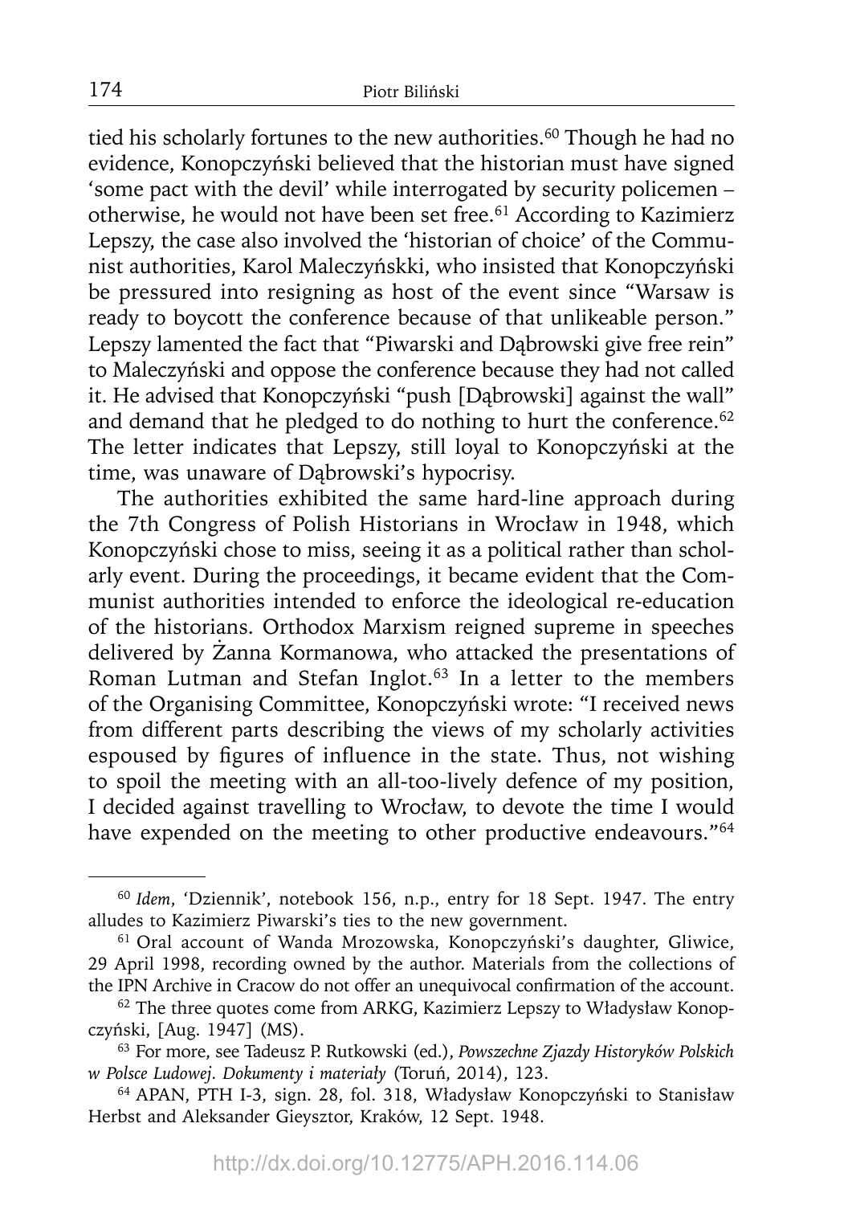tied his scholarly fortunes to the new authorities.[60] Though he had no evidence, Konopczyński believed that the historian must have signed 'some pact with the devil' while interrogated by security policemen – otherwise, he would not have been set free.[61] According to Kazimierz Lepszy, the case also involved the 'historian of choice' of the Communist authorities, Karol Maleczyńskki, who insisted that Konopczyński be pressured into resigning as host of the event since "Warsaw is ready to boycott the conference because of that unlikeable person." Lepszy lamented the fact that "Piwarski and Dąbrowski give free rein" to Maleczyński and oppose the conference because they had not called it. He advised that Konopczyński "push [Dąbrowski] against the wall" and demand that he pledged to do nothing to hurt the conference.[62] The letter indicates that Lepszy, still loyal to Konopczyński at the time, was unaware of Dąbrowski's hypocrisy.

The authorities exhibited the same hard-line approach during the 7th Congress of Polish Historians in Wrocław in 1948, which Konopczyński chose to miss, seeing it as a political rather than scholarly event. During the proceedings, it became evident that the Communist authorities intended to enforce the ideological re-education of the historians. Orthodox Marxism reigned supreme in speeches delivered by Żanna Kormanowa, who attacked the presentations of Roman Lutman and Stefan Inglot.[63] In a letter to the members of the Organising Committee, Konopczyński wrote: "I received news from different parts describing the views of my scholarly activities espoused by figures of influence in the state. Thus, not wishing to spoil the meeting with an all-too-lively defence of my position, I decided against travelling to Wrocław, to devote the time I would have expended on the meeting to other productive endeavours."[64]

---

[60] *Idem*, 'Dziennik', notebook 156, n.p., entry for 18 Sept. 1947. The entry alludes to Kazimierz Piwarski's ties to the new government.

[61] Oral account of Wanda Mrozowska, Konopczyński's daughter, Gliwice, 29 April 1998, recording owned by the author. Materials from the collections of the IPN Archive in Cracow do not offer an unequivocal confirmation of the account.

[62] The three quotes come from ARKG, Kazimierz Lepszy to Władysław Konopczyński, [Aug. 1947] (MS).

[63] For more, see Tadeusz P. Rutkowski (ed.), *Powszechne Zjazdy Historyków Polskich w Polsce Ludowej. Dokumenty i materiały* (Toruń, 2014), 123.

[64] APAN, PTH I-3, sign. 28, fol. 318, Władysław Konopczyński to Stanisław Herbst and Aleksander Gieysztor, Kraków, 12 Sept. 1948.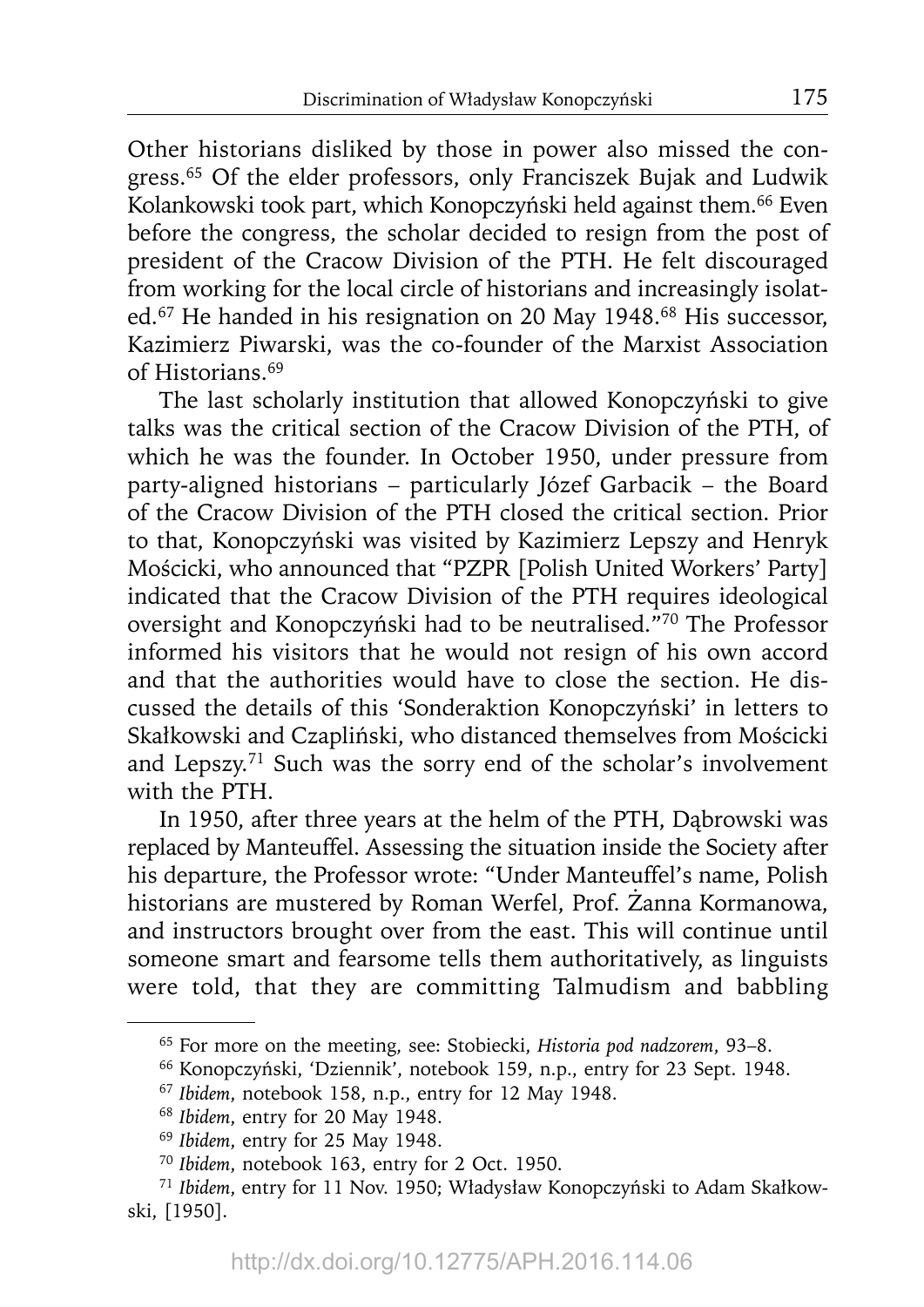Other historians disliked by those in power also missed the congress.[65] Of the elder professors, only Franciszek Bujak and Ludwik Kolankowski took part, which Konopczyński held against them.[66] Even before the congress, the scholar decided to resign from the post of president of the Cracow Division of the PTH. He felt discouraged from working for the local circle of historians and increasingly isolated.[67] He handed in his resignation on 20 May 1948.[68] His successor, Kazimierz Piwarski, was the co-founder of the Marxist Association of Historians.[69]

The last scholarly institution that allowed Konopczyński to give talks was the critical section of the Cracow Division of the PTH, of which he was the founder. In October 1950, under pressure from party-aligned historians – particularly Józef Garbacik – the Board of the Cracow Division of the PTH closed the critical section. Prior to that, Konopczyński was visited by Kazimierz Lepszy and Henryk Mościcki, who announced that "PZPR [Polish United Workers' Party] indicated that the Cracow Division of the PTH requires ideological oversight and Konopczyński had to be neutralised."[70] The Professor informed his visitors that he would not resign of his own accord and that the authorities would have to close the section. He discussed the details of this 'Sonderaktion Konopczyński' in letters to Skałkowski and Czapliński, who distanced themselves from Mościcki and Lepszy.[71] Such was the sorry end of the scholar's involvement with the PTH.

In 1950, after three years at the helm of the PTH, Dąbrowski was replaced by Manteuffel. Assessing the situation inside the Society after his departure, the Professor wrote: "Under Manteuffel's name, Polish historians are mustered by Roman Werfel, Prof. Żanna Kormanowa, and instructors brought over from the east. This will continue until someone smart and fearsome tells them authoritatively, as linguists were told, that they are committing Talmudism and babbling

---

[65] For more on the meeting, see: Stobiecki, *Historia pod nadzorem*, 93–8.

[66] Konopczyński, 'Dziennik', notebook 159, n.p., entry for 23 Sept. 1948.

[67] *Ibidem*, notebook 158, n.p., entry for 12 May 1948.

[68] *Ibidem*, entry for 20 May 1948.

[69] *Ibidem*, entry for 25 May 1948.

[70] *Ibidem*, notebook 163, entry for 2 Oct. 1950.

[71] *Ibidem*, entry for 11 Nov. 1950; Władysław Konopczyński to Adam Skałkowski, [1950].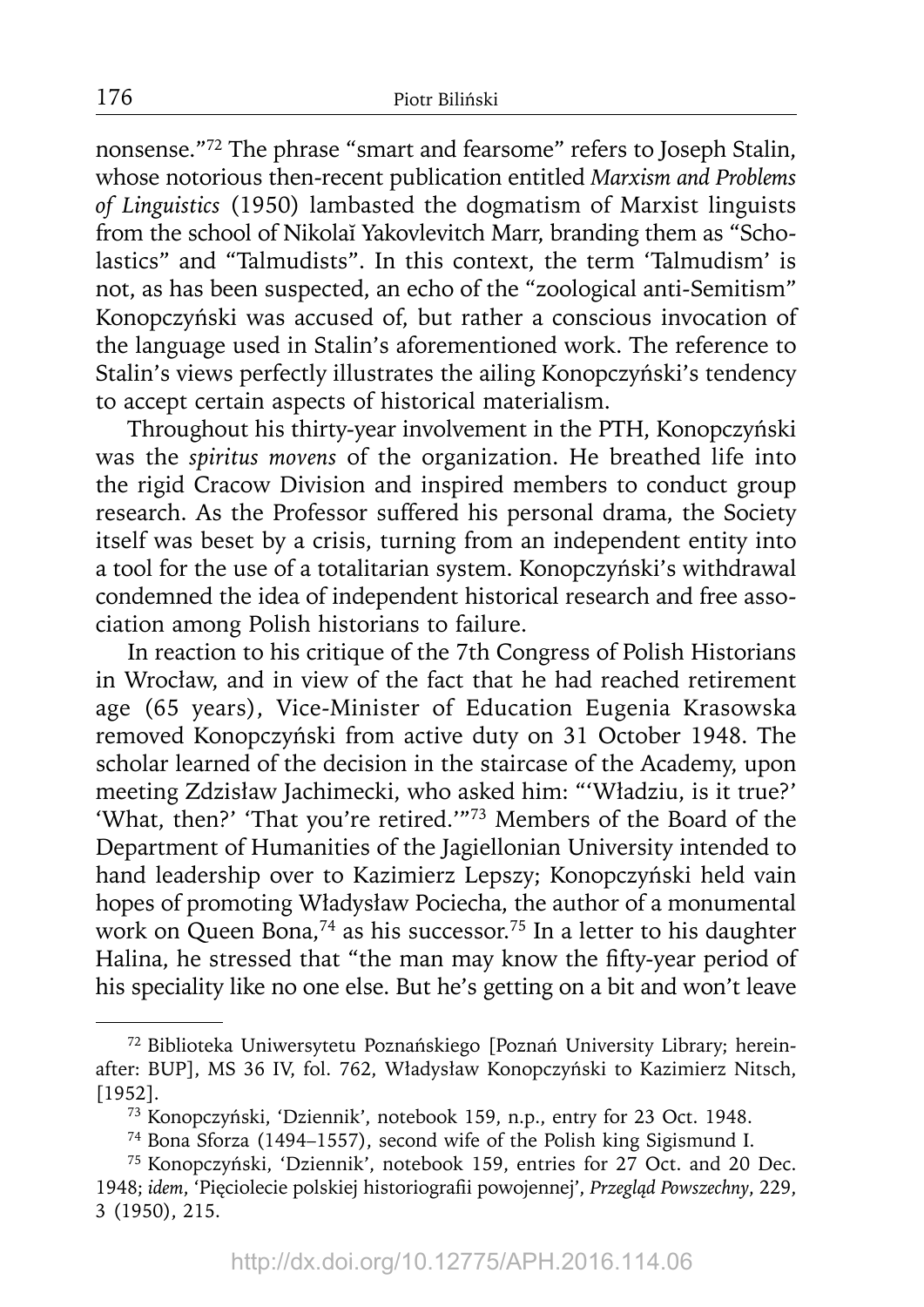nonsense."[72] The phrase "smart and fearsome" refers to Joseph Stalin, whose notorious then-recent publication entitled *Marxism and Problems of Linguistics* (1950) lambasted the dogmatism of Marxist linguists from the school of Nikolaĭ Yakovlevitch Marr, branding them as "Scholastics" and "Talmudists". In this context, the term 'Talmudism' is not, as has been suspected, an echo of the "zoological anti-Semitism" Konopczyński was accused of, but rather a conscious invocation of the language used in Stalin's aforementioned work. The reference to Stalin's views perfectly illustrates the ailing Konopczyński's tendency to accept certain aspects of historical materialism.

Throughout his thirty-year involvement in the PTH, Konopczyński was the *spiritus movens* of the organization. He breathed life into the rigid Cracow Division and inspired members to conduct group research. As the Professor suffered his personal drama, the Society itself was beset by a crisis, turning from an independent entity into a tool for the use of a totalitarian system. Konopczyński's withdrawal condemned the idea of independent historical research and free association among Polish historians to failure.

In reaction to his critique of the 7th Congress of Polish Historians in Wrocław, and in view of the fact that he had reached retirement age (65 years), Vice-Minister of Education Eugenia Krasowska removed Konopczyński from active duty on 31 October 1948. The scholar learned of the decision in the staircase of the Academy, upon meeting Zdzisław Jachimecki, who asked him: "'Władziu, is it true?' 'What, then?' 'That you're retired.'"[73] Members of the Board of the Department of Humanities of the Jagiellonian University intended to hand leadership over to Kazimierz Lepszy; Konopczyński held vain hopes of promoting Władysław Pociecha, the author of a monumental work on Queen Bona,[74] as his successor.[75] In a letter to his daughter Halina, he stressed that "the man may know the fifty-year period of his speciality like no one else. But he's getting on a bit and won't leave

---

[72] Biblioteka Uniwersytetu Poznańskiego [Poznań University Library; hereinafter: BUP], MS 36 IV, fol. 762, Władysław Konopczyński to Kazimierz Nitsch, [1952].

[73] Konopczyński, 'Dziennik', notebook 159, n.p., entry for 23 Oct. 1948.

[74] Bona Sforza (1494–1557), second wife of the Polish king Sigismund I.

[75] Konopczyński, 'Dziennik', notebook 159, entries for 27 Oct. and 20 Dec. 1948; *idem*, 'Pięciolecie polskiej historiografii powojennej', *Przegląd Powszechny*, 229, 3 (1950), 215.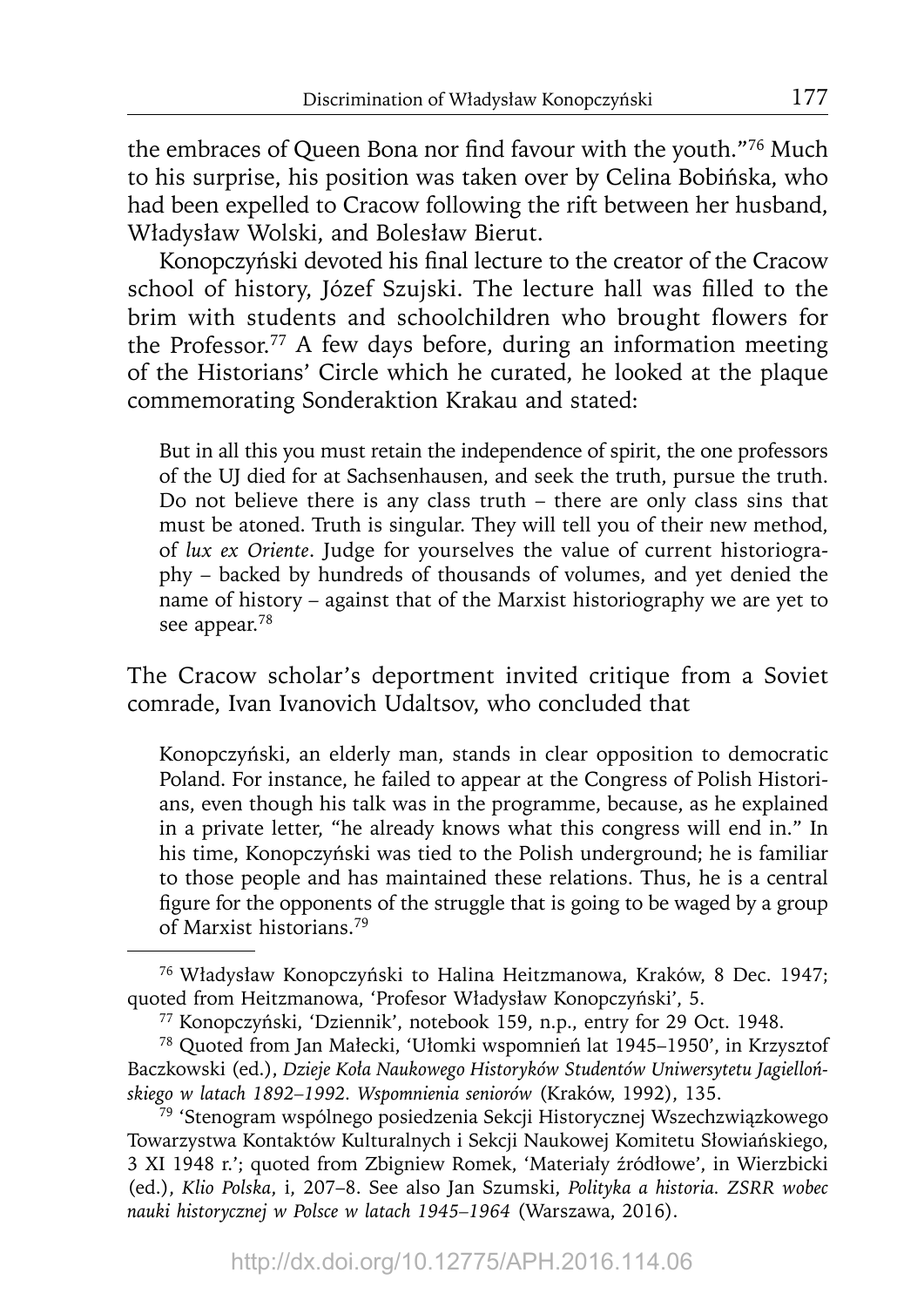the embraces of Queen Bona nor find favour with the youth."[76] Much to his surprise, his position was taken over by Celina Bobińska, who had been expelled to Cracow following the rift between her husband, Władysław Wolski, and Bolesław Bierut.

Konopczyński devoted his final lecture to the creator of the Cracow school of history, Józef Szujski. The lecture hall was filled to the brim with students and schoolchildren who brought flowers for the Professor.[77] A few days before, during an information meeting of the Historians' Circle which he curated, he looked at the plaque commemorating Sonderaktion Krakau and stated:

> But in all this you must retain the independence of spirit, the one professors of the UJ died for at Sachsenhausen, and seek the truth, pursue the truth. Do not believe there is any class truth – there are only class sins that must be atoned. Truth is singular. They will tell you of their new method, of *lux ex Oriente*. Judge for yourselves the value of current historiography – backed by hundreds of thousands of volumes, and yet denied the name of history – against that of the Marxist historiography we are yet to see appear.[78]

The Cracow scholar's deportment invited critique from a Soviet comrade, Ivan Ivanovich Udaltsov, who concluded that

> Konopczyński, an elderly man, stands in clear opposition to democratic Poland. For instance, he failed to appear at the Congress of Polish Historians, even though his talk was in the programme, because, as he explained in a private letter, "he already knows what this congress will end in." In his time, Konopczyński was tied to the Polish underground; he is familiar to those people and has maintained these relations. Thus, he is a central figure for the opponents of the struggle that is going to be waged by a group of Marxist historians.[79]

---

[76] Władysław Konopczyński to Halina Heitzmanowa, Kraków, 8 Dec. 1947; quoted from Heitzmanowa, 'Profesor Władysław Konopczyński', 5.

[77] Konopczyński, 'Dziennik', notebook 159, n.p., entry for 29 Oct. 1948.

[78] Quoted from Jan Małecki, 'Ułomki wspomnień lat 1945–1950', in Krzysztof Baczkowski (ed.), *Dzieje Koła Naukowego Historyków Studentów Uniwersytetu Jagiellońskiego w latach 1892–1992. Wspomnienia seniorów* (Kraków, 1992), 135.

[79] 'Stenogram wspólnego posiedzenia Sekcji Historycznej Wszechzwiązkowego Towarzystwa Kontaktów Kulturalnych i Sekcji Naukowej Komitetu Słowiańskiego, 3 XI 1948 r.'; quoted from Zbigniew Romek, 'Materiały źródłowe', in Wierzbicki (ed.), *Klio Polska*, i, 207–8. See also Jan Szumski, *Polityka a historia. ZSRR wobec nauki historycznej w Polsce w latach 1945–1964* (Warszawa, 2016).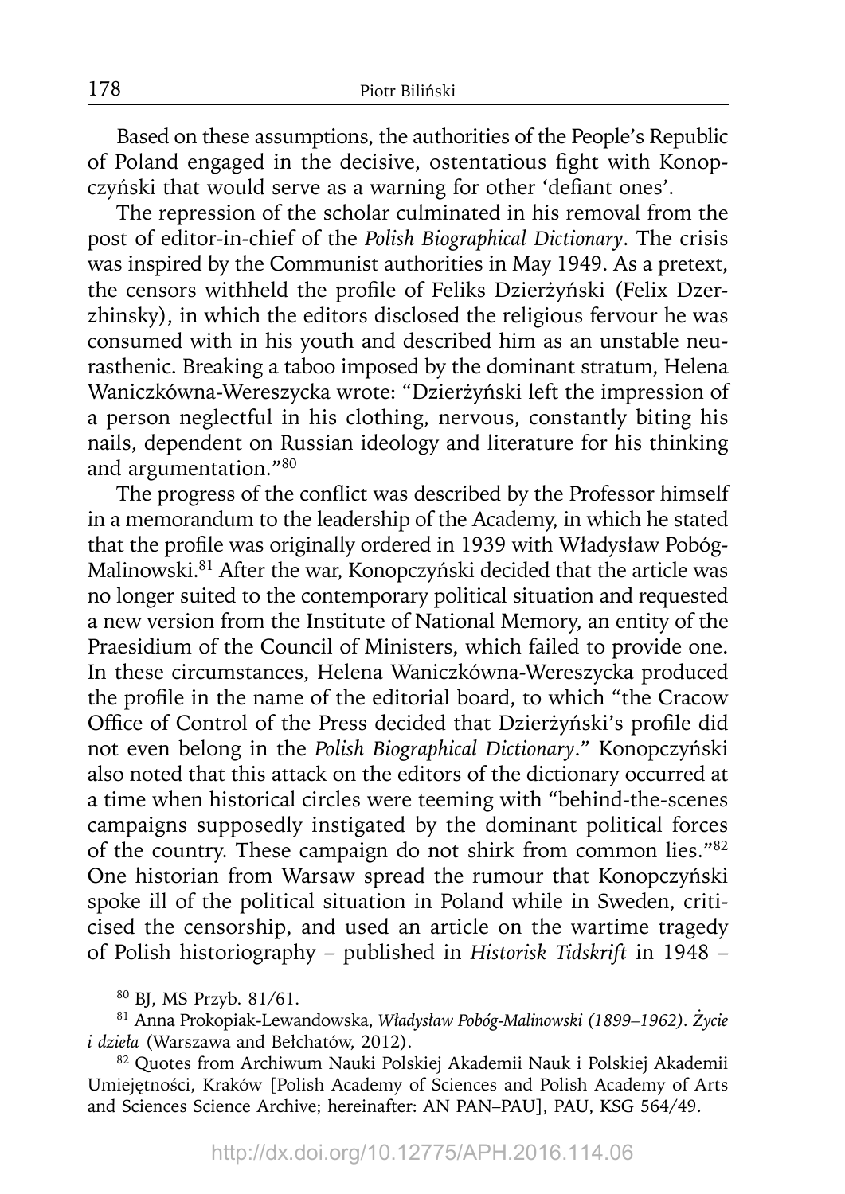Based on these assumptions, the authorities of the People's Republic of Poland engaged in the decisive, ostentatious fight with Konopczyński that would serve as a warning for other 'defiant ones'.

The repression of the scholar culminated in his removal from the post of editor-in-chief of the *Polish Biographical Dictionary*. The crisis was inspired by the Communist authorities in May 1949. As a pretext, the censors withheld the profile of Feliks Dzierżyński (Felix Dzerzhinsky), in which the editors disclosed the religious fervour he was consumed with in his youth and described him as an unstable neurasthenic. Breaking a taboo imposed by the dominant stratum, Helena Waniczkówna-Wereszycka wrote: "Dzierżyński left the impression of a person neglectful in his clothing, nervous, constantly biting his nails, dependent on Russian ideology and literature for his thinking and argumentation."[80]

The progress of the conflict was described by the Professor himself in a memorandum to the leadership of the Academy, in which he stated that the profile was originally ordered in 1939 with Władysław Pobóg-Malinowski.[81] After the war, Konopczyński decided that the article was no longer suited to the contemporary political situation and requested a new version from the Institute of National Memory, an entity of the Praesidium of the Council of Ministers, which failed to provide one. In these circumstances, Helena Waniczkówna-Wereszycka produced the profile in the name of the editorial board, to which "the Cracow Office of Control of the Press decided that Dzierżyński's profile did not even belong in the *Polish Biographical Dictionary*." Konopczyński also noted that this attack on the editors of the dictionary occurred at a time when historical circles were teeming with "behind-the-scenes campaigns supposedly instigated by the dominant political forces of the country. These campaign do not shirk from common lies."[82] One historian from Warsaw spread the rumour that Konopczyński spoke ill of the political situation in Poland while in Sweden, criticised the censorship, and used an article on the wartime tragedy of Polish historiography – published in *Historisk Tidskrift* in 1948 –

---

[80] BJ, MS Przyb. 81/61.

[81] Anna Prokopiak-Lewandowska, *Władysław Pobóg-Malinowski (1899–1962). Życie i dzieła* (Warszawa and Bełchatów, 2012).

[82] Quotes from Archiwum Nauki Polskiej Akademii Nauk i Polskiej Akademii Umiejętności, Kraków [Polish Academy of Sciences and Polish Academy of Arts and Sciences Science Archive; hereinafter: AN PAN–PAU], PAU, KSG 564/49.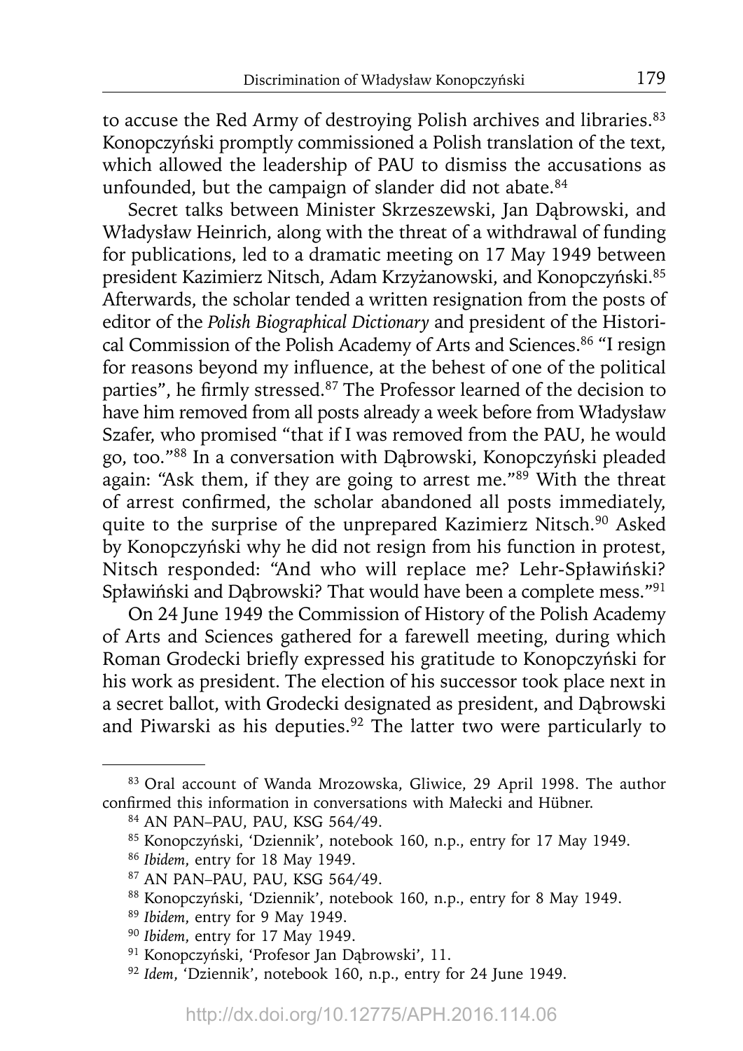to accuse the Red Army of destroying Polish archives and libraries.[83] Konopczyński promptly commissioned a Polish translation of the text, which allowed the leadership of PAU to dismiss the accusations as unfounded, but the campaign of slander did not abate.[84]

Secret talks between Minister Skrzeszewski, Jan Dąbrowski, and Władysław Heinrich, along with the threat of a withdrawal of funding for publications, led to a dramatic meeting on 17 May 1949 between president Kazimierz Nitsch, Adam Krzyżanowski, and Konopczyński.[85] Afterwards, the scholar tended a written resignation from the posts of editor of the *Polish Biographical Dictionary* and president of the Historical Commission of the Polish Academy of Arts and Sciences.[86] "I resign for reasons beyond my influence, at the behest of one of the political parties", he firmly stressed.[87] The Professor learned of the decision to have him removed from all posts already a week before from Władysław Szafer, who promised "that if I was removed from the PAU, he would go, too."[88] In a conversation with Dąbrowski, Konopczyński pleaded again: "Ask them, if they are going to arrest me."[89] With the threat of arrest confirmed, the scholar abandoned all posts immediately, quite to the surprise of the unprepared Kazimierz Nitsch.[90] Asked by Konopczyński why he did not resign from his function in protest, Nitsch responded: "And who will replace me? Lehr-Spławiński? Spławiński and Dąbrowski? That would have been a complete mess."[91]

On 24 June 1949 the Commission of History of the Polish Academy of Arts and Sciences gathered for a farewell meeting, during which Roman Grodecki briefly expressed his gratitude to Konopczyński for his work as president. The election of his successor took place next in a secret ballot, with Grodecki designated as president, and Dąbrowski and Piwarski as his deputies.[92] The latter two were particularly to

---

[83] Oral account of Wanda Mrozowska, Gliwice, 29 April 1998. The author confirmed this information in conversations with Małecki and Hübner.

[84] AN PAN–PAU, PAU, KSG 564/49.

[85] Konopczyński, 'Dziennik', notebook 160, n.p., entry for 17 May 1949.

[86] *Ibidem*, entry for 18 May 1949.

[87] AN PAN–PAU, PAU, KSG 564/49.

[88] Konopczyński, 'Dziennik', notebook 160, n.p., entry for 8 May 1949.

[89] *Ibidem*, entry for 9 May 1949.

[90] *Ibidem*, entry for 17 May 1949.

[91] Konopczyński, 'Profesor Jan Dąbrowski', 11.

[92] *Idem*, 'Dziennik', notebook 160, n.p., entry for 24 June 1949.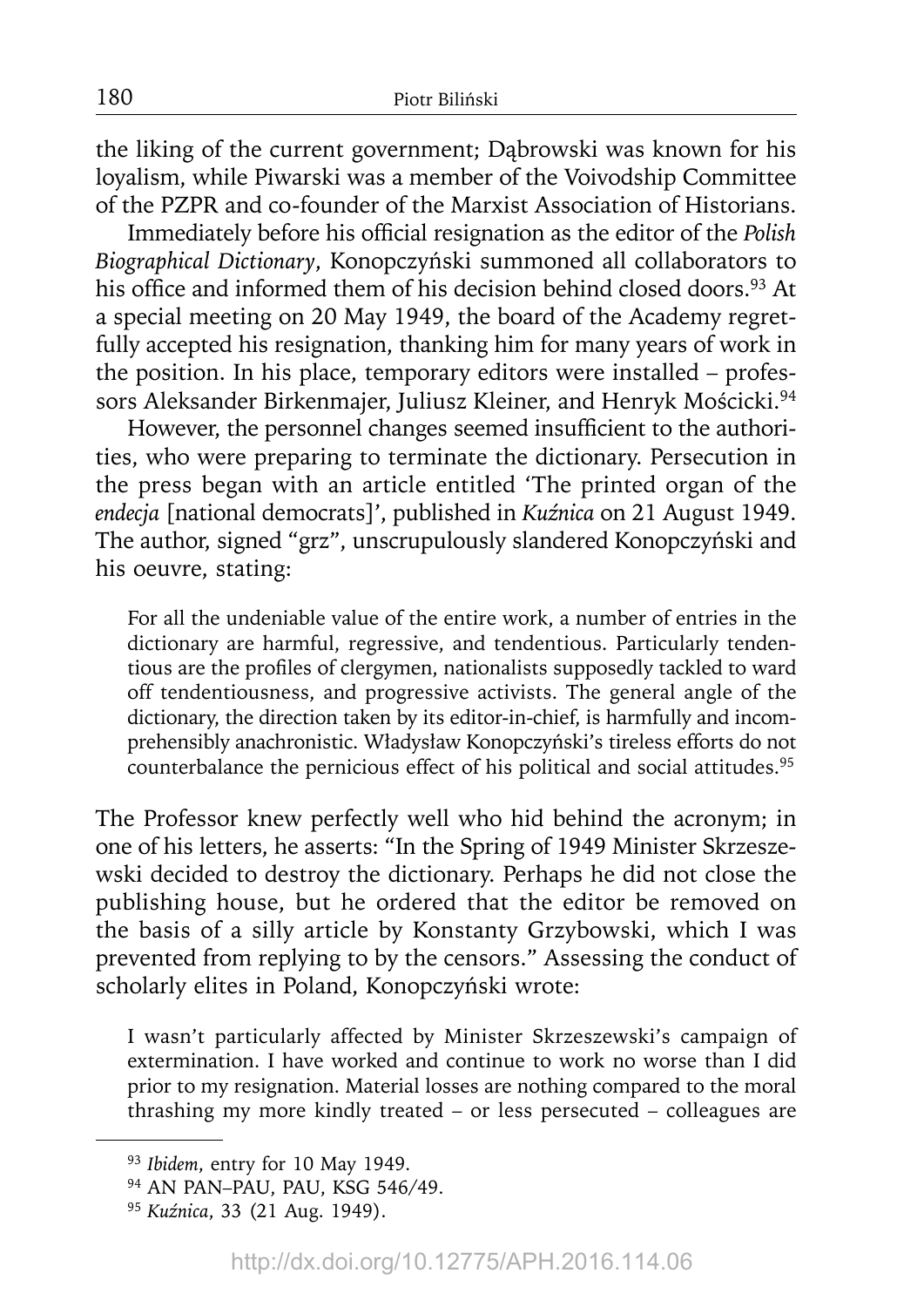the liking of the current government; Dąbrowski was known for his loyalism, while Piwarski was a member of the Voivodship Committee of the PZPR and co-founder of the Marxist Association of Historians.

Immediately before his official resignation as the editor of the *Polish Biographical Dictionary*, Konopczyński summoned all collaborators to his office and informed them of his decision behind closed doors.[93] At a special meeting on 20 May 1949, the board of the Academy regretfully accepted his resignation, thanking him for many years of work in the position. In his place, temporary editors were installed – professors Aleksander Birkenmajer, Juliusz Kleiner, and Henryk Mościcki.[94]

However, the personnel changes seemed insufficient to the authorities, who were preparing to terminate the dictionary. Persecution in the press began with an article entitled 'The printed organ of the *endecja* [national democrats]', published in *Kuźnica* on 21 August 1949. The author, signed "grz", unscrupulously slandered Konopczyński and his oeuvre, stating:

> For all the undeniable value of the entire work, a number of entries in the dictionary are harmful, regressive, and tendentious. Particularly tendentious are the profiles of clergymen, nationalists supposedly tackled to ward off tendentiousness, and progressive activists. The general angle of the dictionary, the direction taken by its editor-in-chief, is harmfully and incomprehensibly anachronistic. Władysław Konopczyński's tireless efforts do not counterbalance the pernicious effect of his political and social attitudes.[95]

The Professor knew perfectly well who hid behind the acronym; in one of his letters, he asserts: "In the Spring of 1949 Minister Skrzeszewski decided to destroy the dictionary. Perhaps he did not close the publishing house, but he ordered that the editor be removed on the basis of a silly article by Konstanty Grzybowski, which I was prevented from replying to by the censors." Assessing the conduct of scholarly elites in Poland, Konopczyński wrote:

> I wasn't particularly affected by Minister Skrzeszewski's campaign of extermination. I have worked and continue to work no worse than I did prior to my resignation. Material losses are nothing compared to the moral thrashing my more kindly treated – or less persecuted – colleagues are

---

[93] *Ibidem*, entry for 10 May 1949.

[94] AN PAN–PAU, PAU, KSG 546/49.

[95] *Kuźnica*, 33 (21 Aug. 1949).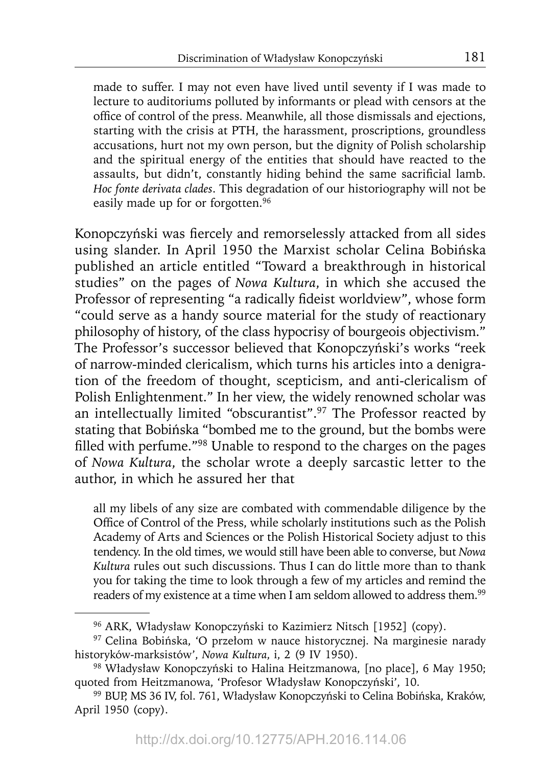made to suffer. I may not even have lived until seventy if I was made to lecture to auditoriums polluted by informants or plead with censors at the office of control of the press. Meanwhile, all those dismissals and ejections, starting with the crisis at PTH, the harassment, proscriptions, groundless accusations, hurt not my own person, but the dignity of Polish scholarship and the spiritual energy of the entities that should have reacted to the assaults, but didn't, constantly hiding behind the same sacrificial lamb. *Hoc fonte derivata clades*. This degradation of our historiography will not be easily made up for or forgotten.[96]

Konopczyński was fiercely and remorselessly attacked from all sides using slander. In April 1950 the Marxist scholar Celina Bobińska published an article entitled "Toward a breakthrough in historical studies" on the pages of *Nowa Kultura*, in which she accused the Professor of representing "a radically fideist worldview", whose form "could serve as a handy source material for the study of reactionary philosophy of history, of the class hypocrisy of bourgeois objectivism." The Professor's successor believed that Konopczyński's works "reek of narrow-minded clericalism, which turns his articles into a denigration of the freedom of thought, scepticism, and anti-clericalism of Polish Enlightenment." In her view, the widely renowned scholar was an intellectually limited "obscurantist".[97] The Professor reacted by stating that Bobińska "bombed me to the ground, but the bombs were filled with perfume."[98] Unable to respond to the charges on the pages of *Nowa Kultura*, the scholar wrote a deeply sarcastic letter to the author, in which he assured her that

all my libels of any size are combated with commendable diligence by the Office of Control of the Press, while scholarly institutions such as the Polish Academy of Arts and Sciences or the Polish Historical Society adjust to this tendency. In the old times, we would still have been able to converse, but *Nowa Kultura* rules out such discussions. Thus I can do little more than to thank you for taking the time to look through a few of my articles and remind the readers of my existence at a time when I am seldom allowed to address them.[99]

---

[96] ARK, Władysław Konopczyński to Kazimierz Nitsch [1952] (copy).

[97] Celina Bobińska, 'O przełom w nauce historycznej. Na marginesie narady historyków-marksistów', *Nowa Kultura*, i, 2 (9 IV 1950).

[98] Władysław Konopczyński to Halina Heitzmanowa, [no place], 6 May 1950; quoted from Heitzmanowa, 'Profesor Władysław Konopczyński', 10.

[99] BUP, MS 36 IV, fol. 761, Władysław Konopczyński to Celina Bobińska, Kraków, April 1950 (copy).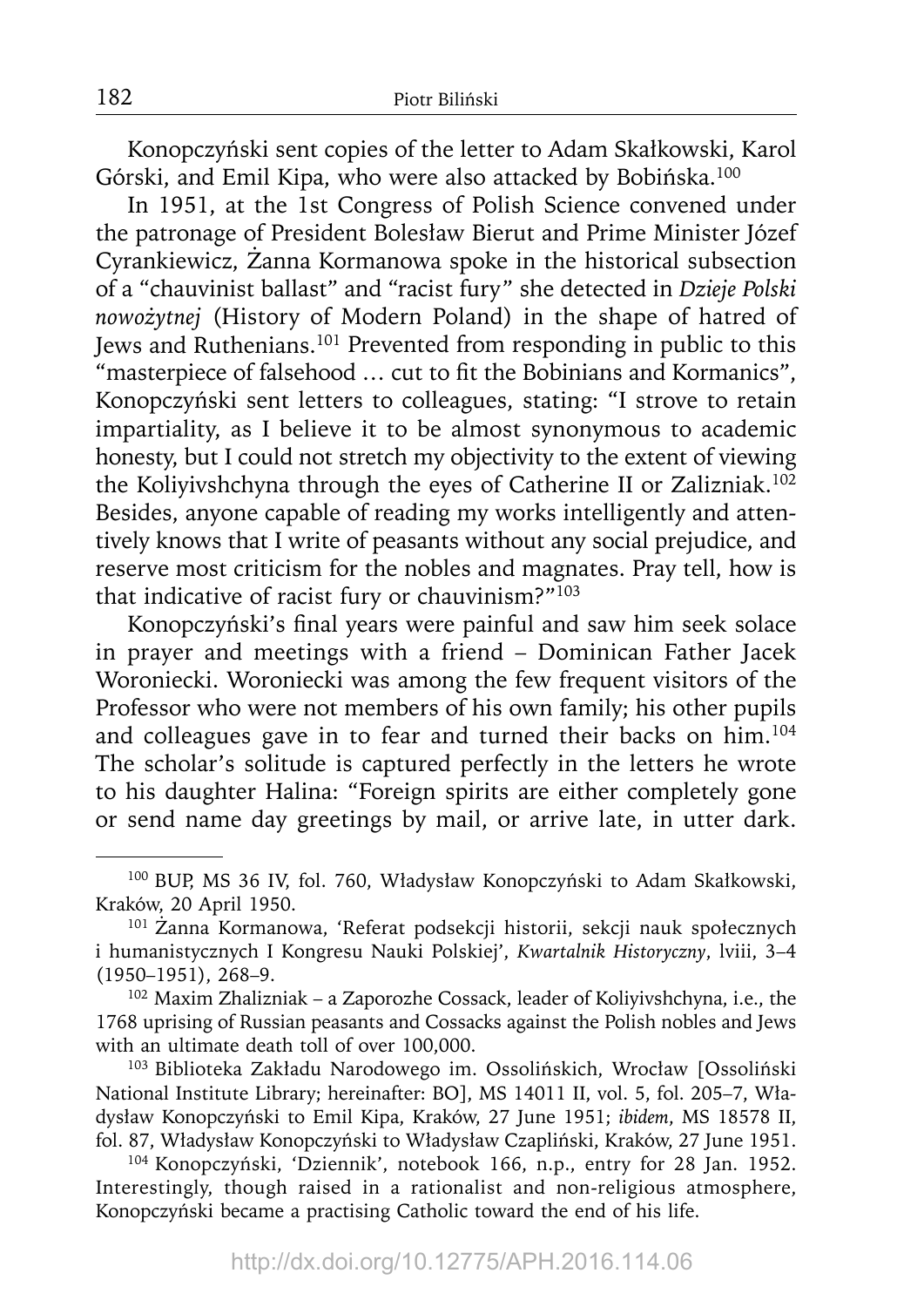Konopczyński sent copies of the letter to Adam Skałkowski, Karol Górski, and Emil Kipa, who were also attacked by Bobińska.[100]

In 1951, at the 1st Congress of Polish Science convened under the patronage of President Bolesław Bierut and Prime Minister Józef Cyrankiewicz, Żanna Kormanowa spoke in the historical subsection of a "chauvinist ballast" and "racist fury" she detected in *Dzieje Polski nowożytnej* (History of Modern Poland) in the shape of hatred of Jews and Ruthenians.[101] Prevented from responding in public to this "masterpiece of falsehood … cut to fit the Bobinians and Kormanics", Konopczyński sent letters to colleagues, stating: "I strove to retain impartiality, as I believe it to be almost synonymous to academic honesty, but I could not stretch my objectivity to the extent of viewing the Koliyivshchyna through the eyes of Catherine II or Zalizniak.[102] Besides, anyone capable of reading my works intelligently and attentively knows that I write of peasants without any social prejudice, and reserve most criticism for the nobles and magnates. Pray tell, how is that indicative of racist fury or chauvinism?"[103]

Konopczyński's final years were painful and saw him seek solace in prayer and meetings with a friend – Dominican Father Jacek Woroniecki. Woroniecki was among the few frequent visitors of the Professor who were not members of his own family; his other pupils and colleagues gave in to fear and turned their backs on him.[104] The scholar's solitude is captured perfectly in the letters he wrote to his daughter Halina: "Foreign spirits are either completely gone or send name day greetings by mail, or arrive late, in utter dark.

---

[100] BUP, MS 36 IV, fol. 760, Władysław Konopczyński to Adam Skałkowski, Kraków, 20 April 1950.

[101] Żanna Kormanowa, 'Referat podsekcji historii, sekcji nauk społecznych i humanistycznych I Kongresu Nauki Polskiej', *Kwartalnik Historyczny*, lviii, 3–4 (1950–1951), 268–9.

[102] Maxim Zhalizniak – a Zaporozhe Cossack, leader of Koliyivshchyna, i.e., the 1768 uprising of Russian peasants and Cossacks against the Polish nobles and Jews with an ultimate death toll of over 100,000.

[103] Biblioteka Zakładu Narodowego im. Ossolińskich, Wrocław [Ossoliński National Institute Library; hereinafter: BO], MS 14011 II, vol. 5, fol. 205–7, Władysław Konopczyński to Emil Kipa, Kraków, 27 June 1951; *ibidem*, MS 18578 II, fol. 87, Władysław Konopczyński to Władysław Czapliński, Kraków, 27 June 1951.

[104] Konopczyński, 'Dziennik', notebook 166, n.p., entry for 28 Jan. 1952. Interestingly, though raised in a rationalist and non-religious atmosphere, Konopczyński became a practising Catholic toward the end of his life.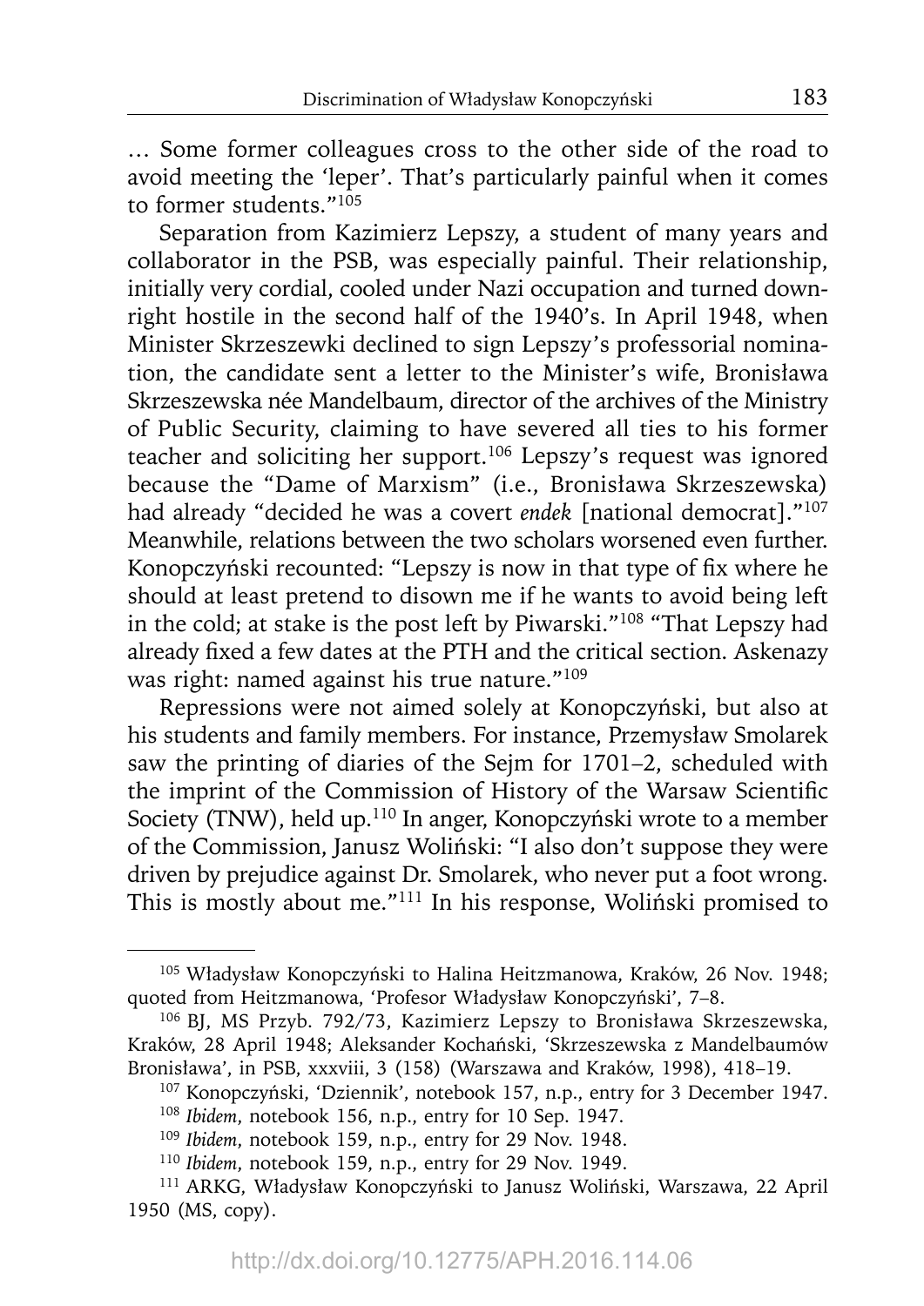… Some former colleagues cross to the other side of the road to avoid meeting the 'leper'. That's particularly painful when it comes to former students."[105]

Separation from Kazimierz Lepszy, a student of many years and collaborator in the PSB, was especially painful. Their relationship, initially very cordial, cooled under Nazi occupation and turned downright hostile in the second half of the 1940's. In April 1948, when Minister Skrzeszewki declined to sign Lepszy's professorial nomination, the candidate sent a letter to the Minister's wife, Bronisława Skrzeszewska née Mandelbaum, director of the archives of the Ministry of Public Security, claiming to have severed all ties to his former teacher and soliciting her support.[106] Lepszy's request was ignored because the "Dame of Marxism" (i.e., Bronisława Skrzeszewska) had already "decided he was a covert *endek* [national democrat]."[107] Meanwhile, relations between the two scholars worsened even further. Konopczyński recounted: "Lepszy is now in that type of fix where he should at least pretend to disown me if he wants to avoid being left in the cold; at stake is the post left by Piwarski."[108] "That Lepszy had already fixed a few dates at the PTH and the critical section. Askenazy was right: named against his true nature."[109]

Repressions were not aimed solely at Konopczyński, but also at his students and family members. For instance, Przemysław Smolarek saw the printing of diaries of the Sejm for 1701–2, scheduled with the imprint of the Commission of History of the Warsaw Scientific Society (TNW), held up.[110] In anger, Konopczyński wrote to a member of the Commission, Janusz Woliński: "I also don't suppose they were driven by prejudice against Dr. Smolarek, who never put a foot wrong. This is mostly about me."[111] In his response, Woliński promised to

---

[105] Władysław Konopczyński to Halina Heitzmanowa, Kraków, 26 Nov. 1948; quoted from Heitzmanowa, 'Profesor Władysław Konopczyński', 7–8.

[106] BJ, MS Przyb. 792/73, Kazimierz Lepszy to Bronisława Skrzeszewska, Kraków, 28 April 1948; Aleksander Kochański, 'Skrzeszewska z Mandelbaumów Bronisława', in PSB, xxxviii, 3 (158) (Warszawa and Kraków, 1998), 418–19.

[107] Konopczyński, 'Dziennik', notebook 157, n.p., entry for 3 December 1947.

[108] *Ibidem*, notebook 156, n.p., entry for 10 Sep. 1947.

[109] *Ibidem*, notebook 159, n.p., entry for 29 Nov. 1948.

[110] *Ibidem*, notebook 159, n.p., entry for 29 Nov. 1949.

[111] ARKG, Władysław Konopczyński to Janusz Woliński, Warszawa, 22 April 1950 (MS, copy).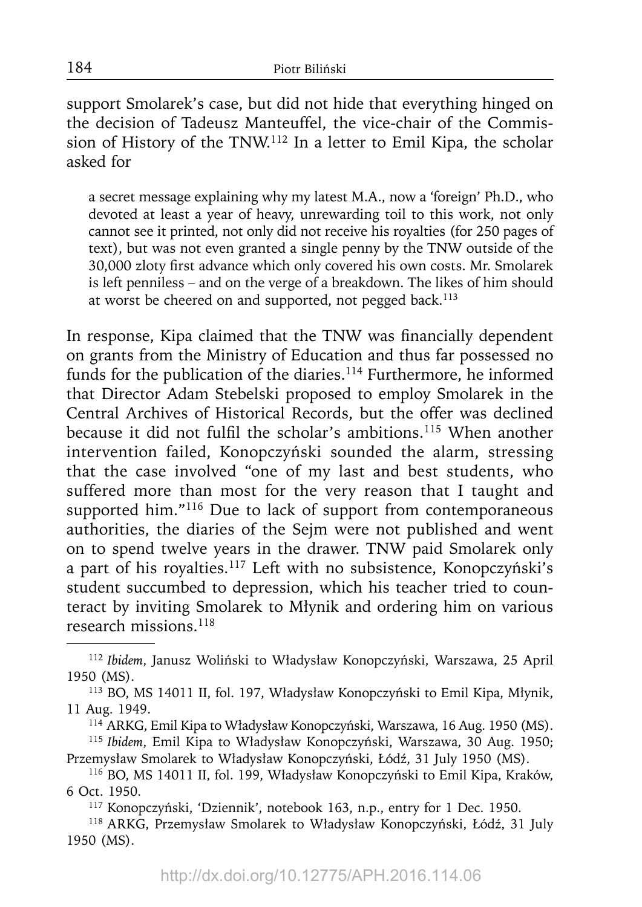support Smolarek's case, but did not hide that everything hinged on the decision of Tadeusz Manteuffel, the vice-chair of the Commission of History of the TNW.[112] In a letter to Emil Kipa, the scholar asked for

> a secret message explaining why my latest M.A., now a 'foreign' Ph.D., who devoted at least a year of heavy, unrewarding toil to this work, not only cannot see it printed, not only did not receive his royalties (for 250 pages of text), but was not even granted a single penny by the TNW outside of the 30,000 zloty first advance which only covered his own costs. Mr. Smolarek is left penniless – and on the verge of a breakdown. The likes of him should at worst be cheered on and supported, not pegged back.[113]

In response, Kipa claimed that the TNW was financially dependent on grants from the Ministry of Education and thus far possessed no funds for the publication of the diaries.[114] Furthermore, he informed that Director Adam Stebelski proposed to employ Smolarek in the Central Archives of Historical Records, but the offer was declined because it did not fulfil the scholar's ambitions.[115] When another intervention failed, Konopczyński sounded the alarm, stressing that the case involved "one of my last and best students, who suffered more than most for the very reason that I taught and supported him."[116] Due to lack of support from contemporaneous authorities, the diaries of the Sejm were not published and went on to spend twelve years in the drawer. TNW paid Smolarek only a part of his royalties.[117] Left with no subsistence, Konopczyński's student succumbed to depression, which his teacher tried to counteract by inviting Smolarek to Młynik and ordering him on various research missions.[118]

---

[112] *Ibidem*, Janusz Woliński to Władysław Konopczyński, Warszawa, 25 April 1950 (MS).

[113] BO, MS 14011 II, fol. 197, Władysław Konopczyński to Emil Kipa, Młynik, 11 Aug. 1949.

[114] ARKG, Emil Kipa to Władysław Konopczyński, Warszawa, 16 Aug. 1950 (MS).

[115] *Ibidem*, Emil Kipa to Władysław Konopczyński, Warszawa, 30 Aug. 1950; Przemysław Smolarek to Władysław Konopczyński, Łódź, 31 July 1950 (MS).

[116] BO, MS 14011 II, fol. 199, Władysław Konopczyński to Emil Kipa, Kraków, 6 Oct. 1950.

[117] Konopczyński, 'Dziennik', notebook 163, n.p., entry for 1 Dec. 1950.

[118] ARKG, Przemysław Smolarek to Władysław Konopczyński, Łódź, 31 July 1950 (MS).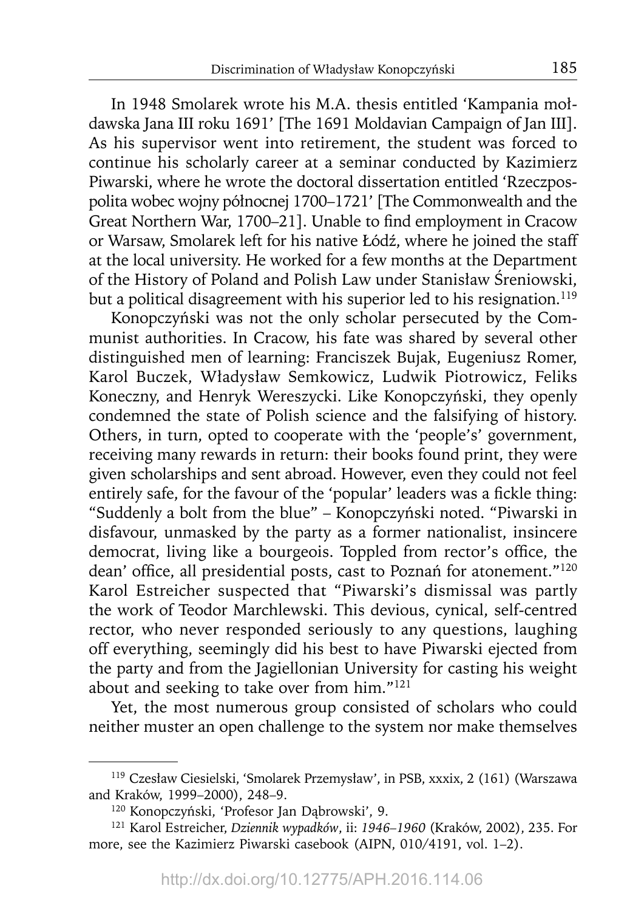In 1948 Smolarek wrote his M.A. thesis entitled 'Kampania mołdawska Jana III roku 1691' [The 1691 Moldavian Campaign of Jan III]. As his supervisor went into retirement, the student was forced to continue his scholarly career at a seminar conducted by Kazimierz Piwarski, where he wrote the doctoral dissertation entitled 'Rzeczpospolita wobec wojny północnej 1700–1721' [The Commonwealth and the Great Northern War, 1700–21]. Unable to find employment in Cracow or Warsaw, Smolarek left for his native Łódź, where he joined the staff at the local university. He worked for a few months at the Department of the History of Poland and Polish Law under Stanisław Śreniowski, but a political disagreement with his superior led to his resignation.[119]

Konopczyński was not the only scholar persecuted by the Communist authorities. In Cracow, his fate was shared by several other distinguished men of learning: Franciszek Bujak, Eugeniusz Romer, Karol Buczek, Władysław Semkowicz, Ludwik Piotrowicz, Feliks Koneczny, and Henryk Wereszycki. Like Konopczyński, they openly condemned the state of Polish science and the falsifying of history. Others, in turn, opted to cooperate with the 'people's' government, receiving many rewards in return: their books found print, they were given scholarships and sent abroad. However, even they could not feel entirely safe, for the favour of the 'popular' leaders was a fickle thing: "Suddenly a bolt from the blue" – Konopczyński noted. "Piwarski in disfavour, unmasked by the party as a former nationalist, insincere democrat, living like a bourgeois. Toppled from rector's office, the dean' office, all presidential posts, cast to Poznań for atonement."[120] Karol Estreicher suspected that "Piwarski's dismissal was partly the work of Teodor Marchlewski. This devious, cynical, self-centred rector, who never responded seriously to any questions, laughing off everything, seemingly did his best to have Piwarski ejected from the party and from the Jagiellonian University for casting his weight about and seeking to take over from him."[121]

Yet, the most numerous group consisted of scholars who could neither muster an open challenge to the system nor make themselves

---

[119] Czesław Ciesielski, 'Smolarek Przemysław', in PSB, xxxix, 2 (161) (Warszawa and Kraków, 1999–2000), 248–9.

[120] Konopczyński, 'Profesor Jan Dąbrowski', 9.

[121] Karol Estreicher, *Dziennik wypadków*, ii: *1946–1960* (Kraków, 2002), 235. For more, see the Kazimierz Piwarski casebook (AIPN, 010/4191, vol. 1–2).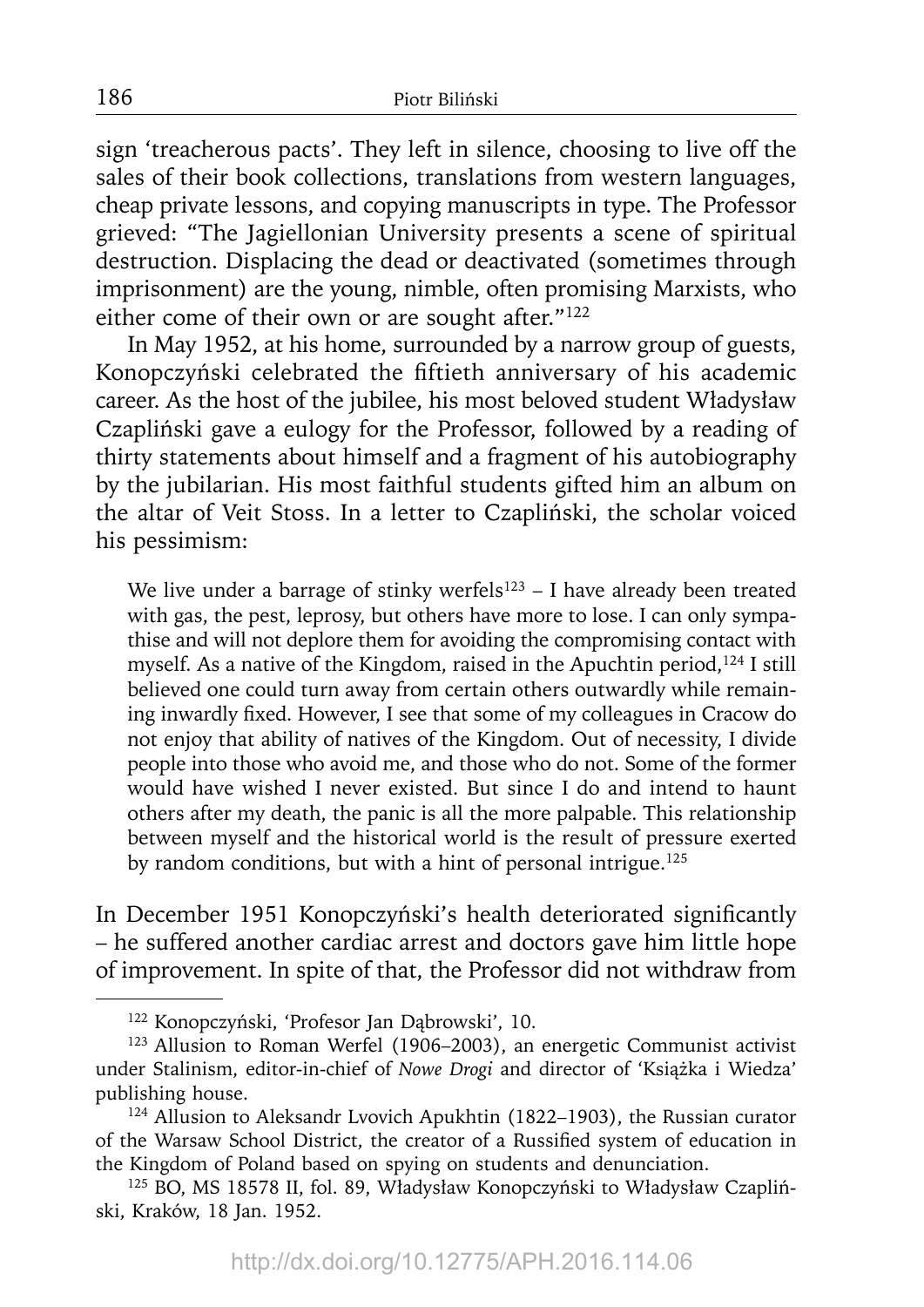sign 'treacherous pacts'. They left in silence, choosing to live off the sales of their book collections, translations from western languages, cheap private lessons, and copying manuscripts in type. The Professor grieved: "The Jagiellonian University presents a scene of spiritual destruction. Displacing the dead or deactivated (sometimes through imprisonment) are the young, nimble, often promising Marxists, who either come of their own or are sought after."[122]

In May 1952, at his home, surrounded by a narrow group of guests, Konopczyński celebrated the fiftieth anniversary of his academic career. As the host of the jubilee, his most beloved student Władysław Czapliński gave a eulogy for the Professor, followed by a reading of thirty statements about himself and a fragment of his autobiography by the jubilarian. His most faithful students gifted him an album on the altar of Veit Stoss. In a letter to Czapliński, the scholar voiced his pessimism:

> We live under a barrage of stinky werfels[123] – I have already been treated with gas, the pest, leprosy, but others have more to lose. I can only sympathise and will not deplore them for avoiding the compromising contact with myself. As a native of the Kingdom, raised in the Apuchtin period,[124] I still believed one could turn away from certain others outwardly while remaining inwardly fixed. However, I see that some of my colleagues in Cracow do not enjoy that ability of natives of the Kingdom. Out of necessity, I divide people into those who avoid me, and those who do not. Some of the former would have wished I never existed. But since I do and intend to haunt others after my death, the panic is all the more palpable. This relationship between myself and the historical world is the result of pressure exerted by random conditions, but with a hint of personal intrigue.[125]

In December 1951 Konopczyński's health deteriorated significantly – he suffered another cardiac arrest and doctors gave him little hope of improvement. In spite of that, the Professor did not withdraw from

---

[122] Konopczyński, 'Profesor Jan Dąbrowski', 10.

[123] Allusion to Roman Werfel (1906–2003), an energetic Communist activist under Stalinism, editor-in-chief of *Nowe Drogi* and director of 'Książka i Wiedza' publishing house.

[124] Allusion to Aleksandr Lvovich Apukhtin (1822–1903), the Russian curator of the Warsaw School District, the creator of a Russified system of education in the Kingdom of Poland based on spying on students and denunciation.

[125] BO, MS 18578 II, fol. 89, Władysław Konopczyński to Władysław Czapliński, Kraków, 18 Jan. 1952.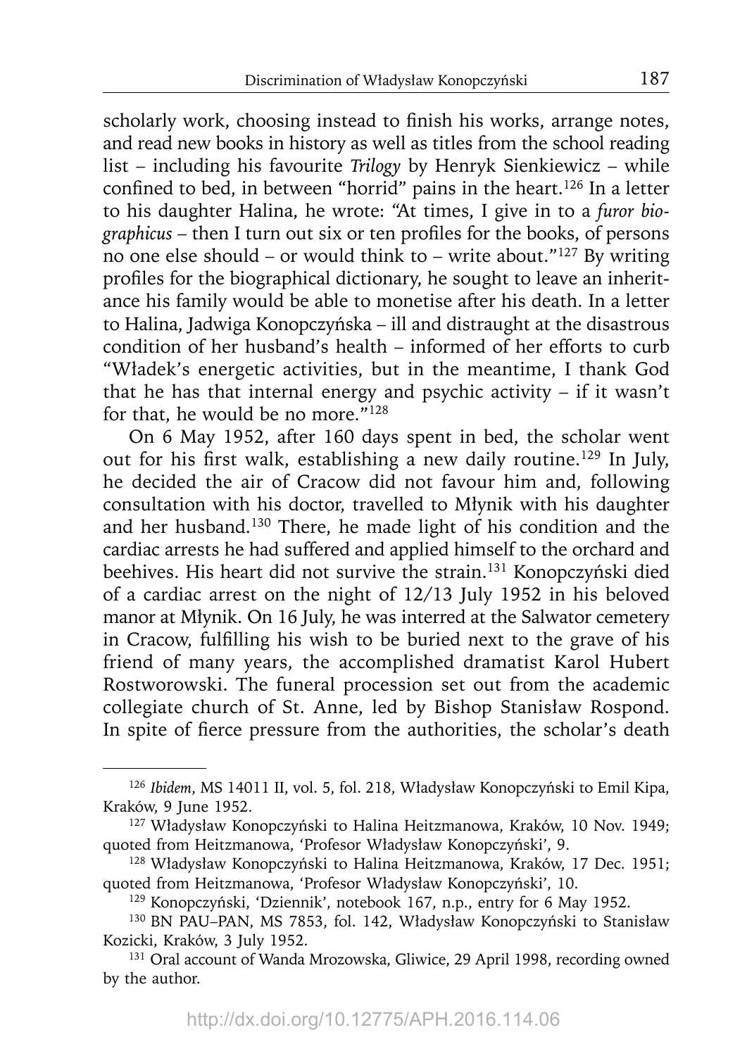scholarly work, choosing instead to finish his works, arrange notes, and read new books in history as well as titles from the school reading list – including his favourite *Trilogy* by Henryk Sienkiewicz – while confined to bed, in between "horrid" pains in the heart.[126] In a letter to his daughter Halina, he wrote: "At times, I give in to a *furor biographicus* – then I turn out six or ten profiles for the books, of persons no one else should – or would think to – write about."[127] By writing profiles for the biographical dictionary, he sought to leave an inheritance his family would be able to monetise after his death. In a letter to Halina, Jadwiga Konopczyńska – ill and distraught at the disastrous condition of her husband's health – informed of her efforts to curb "Władek's energetic activities, but in the meantime, I thank God that he has that internal energy and psychic activity – if it wasn't for that, he would be no more."[128]

On 6 May 1952, after 160 days spent in bed, the scholar went out for his first walk, establishing a new daily routine.[129] In July, he decided the air of Cracow did not favour him and, following consultation with his doctor, travelled to Młynik with his daughter and her husband.[130] There, he made light of his condition and the cardiac arrests he had suffered and applied himself to the orchard and beehives. His heart did not survive the strain.[131] Konopczyński died of a cardiac arrest on the night of 12/13 July 1952 in his beloved manor at Młynik. On 16 July, he was interred at the Salwator cemetery in Cracow, fulfilling his wish to be buried next to the grave of his friend of many years, the accomplished dramatist Karol Hubert Rostworowski. The funeral procession set out from the academic collegiate church of St. Anne, led by Bishop Stanisław Rospond. In spite of fierce pressure from the authorities, the scholar's death

[126] *Ibidem*, MS 14011 II, vol. 5, fol. 218, Władysław Konopczyński to Emil Kipa, Kraków, 9 June 1952.

[127] Władysław Konopczyński to Halina Heitzmanowa, Kraków, 10 Nov. 1949; quoted from Heitzmanowa, 'Profesor Władysław Konopczyński', 9.

[128] Władysław Konopczyński to Halina Heitzmanowa, Kraków, 17 Dec. 1951; quoted from Heitzmanowa, 'Profesor Władysław Konopczyński', 10.

[129] Konopczyński, 'Dziennik', notebook 167, n.p., entry for 6 May 1952.

[130] BN PAU–PAN, MS 7853, fol. 142, Władysław Konopczyński to Stanisław Kozicki, Kraków, 3 July 1952.

[131] Oral account of Wanda Mrozowska, Gliwice, 29 April 1998, recording owned by the author.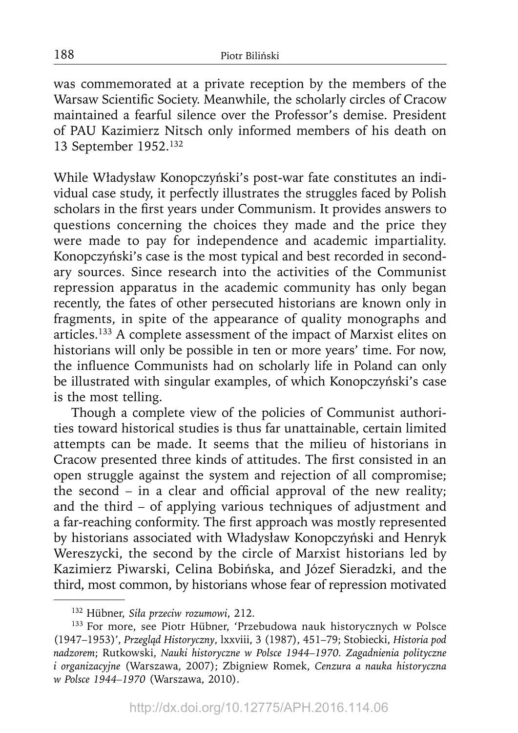was commemorated at a private reception by the members of the Warsaw Scientific Society. Meanwhile, the scholarly circles of Cracow maintained a fearful silence over the Professor's demise. President of PAU Kazimierz Nitsch only informed members of his death on 13 September 1952.[132]

While Władysław Konopczyński's post-war fate constitutes an individual case study, it perfectly illustrates the struggles faced by Polish scholars in the first years under Communism. It provides answers to questions concerning the choices they made and the price they were made to pay for independence and academic impartiality. Konopczyński's case is the most typical and best recorded in secondary sources. Since research into the activities of the Communist repression apparatus in the academic community has only began recently, the fates of other persecuted historians are known only in fragments, in spite of the appearance of quality monographs and articles.[133] A complete assessment of the impact of Marxist elites on historians will only be possible in ten or more years' time. For now, the influence Communists had on scholarly life in Poland can only be illustrated with singular examples, of which Konopczyński's case is the most telling.

Though a complete view of the policies of Communist authorities toward historical studies is thus far unattainable, certain limited attempts can be made. It seems that the milieu of historians in Cracow presented three kinds of attitudes. The first consisted in an open struggle against the system and rejection of all compromise; the second – in a clear and official approval of the new reality; and the third – of applying various techniques of adjustment and a far-reaching conformity. The first approach was mostly represented by historians associated with Władysław Konopczyński and Henryk Wereszycki, the second by the circle of Marxist historians led by Kazimierz Piwarski, Celina Bobińska, and Józef Sieradzki, and the third, most common, by historians whose fear of repression motivated

---

[132] Hübner, *Siła przeciw rozumowi*, 212.

[133] For more, see Piotr Hübner, 'Przebudowa nauk historycznych w Polsce (1947–1953)', *Przegląd Historyczny*, lxxviii, 3 (1987), 451–79; Stobiecki, *Historia pod nadzorem*; Rutkowski, *Nauki historyczne w Polsce 1944–1970. Zagadnienia polityczne i organizacyjne* (Warszawa, 2007); Zbigniew Romek, *Cenzura a nauka historyczna w Polsce 1944–1970* (Warszawa, 2010).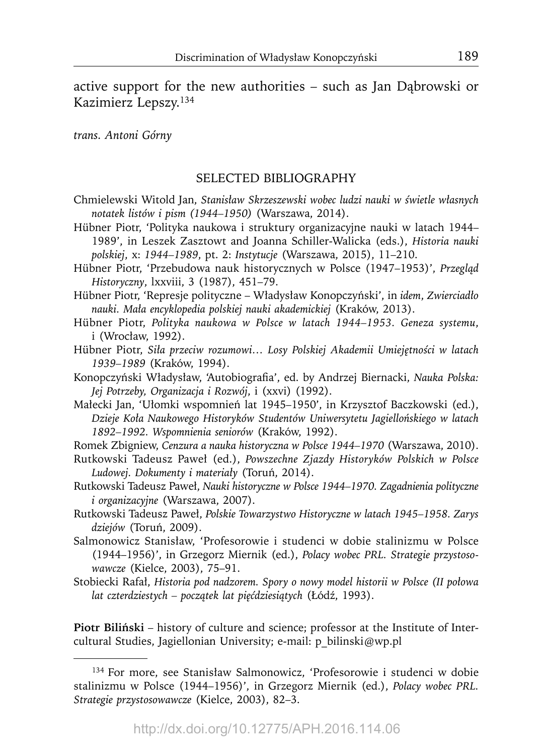active support for the new authorities – such as Jan Dąbrowski or Kazimierz Lepszy.[134]

*trans. Antoni Górny*

## SELECTED BIBLIOGRAPHY

Chmielewski Witold Jan, *Stanisław Skrzeszewski wobec ludzi nauki w świetle własnych notatek listów i pism (1944–1950)* (Warszawa, 2014).

Hübner Piotr, 'Polityka naukowa i struktury organizacyjne nauki w latach 1944–1989', in Leszek Zasztowt and Joanna Schiller-Walicka (eds.), *Historia nauki polskiej*, x: *1944–1989*, pt. 2: *Instytucje* (Warszawa, 2015), 11–210.

Hübner Piotr, 'Przebudowa nauk historycznych w Polsce (1947–1953)', *Przegląd Historyczny*, lxxviii, 3 (1987), 451–79.

Hübner Piotr, 'Represje polityczne – Władysław Konopczyński', in *idem*, *Zwierciadło nauki. Mała encyklopedia polskiej nauki akademickiej* (Kraków, 2013).

Hübner Piotr, *Polityka naukowa w Polsce w latach 1944–1953. Geneza systemu*, i (Wrocław, 1992).

Hübner Piotr, *Siła przeciw rozumowi… Losy Polskiej Akademii Umiejętności w latach 1939–1989* (Kraków, 1994).

Konopczyński Władysław, 'Autobiografia', ed. by Andrzej Biernacki, *Nauka Polska: Jej Potrzeby, Organizacja i Rozwój*, i (xxvi) (1992).

Małecki Jan, 'Ułomki wspomnień lat 1945–1950', in Krzysztof Baczkowski (ed.), *Dzieje Koła Naukowego Historyków Studentów Uniwersytetu Jagiellońskiego w latach 1892–1992. Wspomnienia seniorów* (Kraków, 1992).

Romek Zbigniew, *Cenzura a nauka historyczna w Polsce 1944–1970* (Warszawa, 2010).

Rutkowski Tadeusz Paweł (ed.), *Powszechne Zjazdy Historyków Polskich w Polsce Ludowej. Dokumenty i materiały* (Toruń, 2014).

Rutkowski Tadeusz Paweł, *Nauki historyczne w Polsce 1944–1970. Zagadnienia polityczne i organizacyjne* (Warszawa, 2007).

Rutkowski Tadeusz Paweł, *Polskie Towarzystwo Historyczne w latach 1945–1958. Zarys dziejów* (Toruń, 2009).

Salmonowicz Stanisław, 'Profesorowie i studenci w dobie stalinizmu w Polsce (1944–1956)', in Grzegorz Miernik (ed.), *Polacy wobec PRL. Strategie przystosowawcze* (Kielce, 2003), 75–91.

Stobiecki Rafał, *Historia pod nadzorem. Spory o nowy model historii w Polsce (II połowa lat czterdziestych – początek lat pięćdziesiątych* (Łódź, 1993).

**Piotr Biliński** – history of culture and science; professor at the Institute of Intercultural Studies, Jagiellonian University; e-mail: p_bilinski@wp.pl

[134] For more, see Stanisław Salmonowicz, 'Profesorowie i studenci w dobie stalinizmu w Polsce (1944–1956)', in Grzegorz Miernik (ed.), *Polacy wobec PRL. Strategie przystosowawcze* (Kielce, 2003), 82–3.